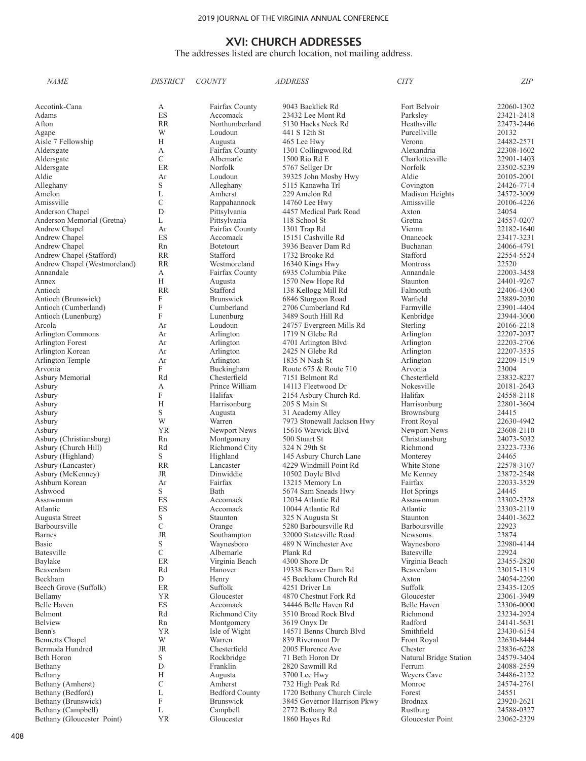# XVI: CHURCH ADDRESSES

The addresses listed are church location, not mailing address.

| NAME | DISTRICT | COUNTY | ADDRESS | CITY | ZIP |
|---|---|---|---|---|---|
| Accotink-Cana | A | Fairfax County | 9043 Backlick Rd | Fort Belvoir | 22060-1302 |
| Adams | ES | Accomack | 23432 Lee Mont Rd | Parksley | 23421-2418 |
| Afton | RR | Northumberland | 5130 Hacks Neck Rd | Heathsville | 22473-2446 |
| Agape | W | Loudoun | 441 S 12th St | Purcellville | 20132 |
| Aisle 7 Fellowship | H | Augusta | 465 Lee Hwy | Verona | 24482-2571 |
| Aldersgate | A | Fairfax County | 1301 Collingwood Rd | Alexandria | 22308-1602 |
| Aldersgate | C | Albemarle | 1500 Rio Rd E | Charlottesville | 22901-1403 |
| Aldersgate | ER | Norfolk | 5767 Sellger Dr | Norfolk | 23502-5239 |
| Aldie | Ar | Loudoun | 39325 John Mosby Hwy | Aldie | 20105-2001 |
| Alleghany | S | Alleghany | 5115 Kanawha Trl | Covington | 24426-7714 |
| Amelon | L | Amherst | 229 Amelon Rd | Madison Heights | 24572-3009 |
| Amissville | C | Rappahannock | 14760 Lee Hwy | Amissville | 20106-4226 |
| Anderson Chapel | D | Pittsylvania | 4457 Medical Park Road | Axton | 24054 |
| Anderson Memorial (Gretna) | L | Pittsylvania | 118 School St | Gretna | 24557-0207 |
| Andrew Chapel | Ar | Fairfax County | 1301 Trap Rd | Vienna | 22182-1640 |
| Andrew Chapel | ES | Accomack | 15151 Cashville Rd | Onancock | 23417-3231 |
| Andrew Chapel | Rn | Botetourt | 3936 Beaver Dam Rd | Buchanan | 24066-4791 |
| Andrew Chapel (Stafford) | RR | Stafford | 1732 Brooke Rd | Stafford | 22554-5524 |
| Andrew Chapel (Westmoreland) | RR | Westmoreland | 16340 Kings Hwy | Montross | 22520 |
| Annandale | A | Fairfax County | 6935 Columbia Pike | Annandale | 22003-3458 |
| Annex | H | Augusta | 1570 New Hope Rd | Staunton | 24401-9267 |
| Antioch | RR | Stafford | 138 Kellogg Mill Rd | Falmouth | 22406-4300 |
| Antioch (Brunswick) | F | Brunswick | 6846 Sturgeon Road | Warfield | 23889-2030 |
| Antioch (Cumberland) | F | Cumberland | 2706 Cumberland Rd | Farmville | 23901-4404 |
| Antioch (Lunenburg) | F | Lunenburg | 3489 South Hill Rd | Kenbridge | 23944-3000 |
| Arcola | Ar | Loudoun | 24757 Evergreen Mills Rd | Sterling | 20166-2218 |
| Arlington Commons | Ar | Arlington | 1719 N Glebe Rd | Arlington | 22207-2037 |
| Arlington Forest | Ar | Arlington | 4701 Arlington Blvd | Arlington | 22203-2706 |
| Arlington Korean | Ar | Arlington | 2425 N Glebe Rd | Arlington | 22207-3535 |
| Arlington Temple | Ar | Arlington | 1835 N Nash St | Arlington | 22209-1519 |
| Arvonia | F | Buckingham | Route 675 & Route 710 | Arvonia | 23004 |
| Asbury Memorial | Rd | Chesterfield | 7151 Belmont Rd | Chesterfield | 23832-8227 |
| Asbury | A | Prince William | 14113 Fleetwood Dr | Nokesville | 20181-2643 |
| Asbury | F | Halifax | 2154 Asbury Church Rd. | Halifax | 24558-2118 |
| Asbury | H | Harrisonburg | 205 S Main St | Harrisonburg | 22801-3604 |
| Asbury | S | Augusta | 31 Academy Alley | Brownsburg | 24415 |
| Asbury | W | Warren | 7973 Stonewall Jackson Hwy | Front Royal | 22630-4942 |
| Asbury | YR | Newport News | 15616 Warwick Blvd | Newport News | 23608-2110 |
| Asbury (Christiansburg) | Rn | Montgomery | 500 Stuart St | Christiansburg | 24073-5032 |
| Asbury (Church Hill) | Rd | Richmond City | 324 N 29th St | Richmond | 23223-7336 |
| Asbury (Highland) | S | Highland | 145 Asbury Church Lane | Monterey | 24465 |
| Asbury (Lancaster) | RR | Lancaster | 4229 Windmill Point Rd | White Stone | 22578-3107 |
| Asbury (McKenney) | JR | Dinwiddie | 10502 Doyle Blvd | Mc Kenney | 23872-2548 |
| Ashburn Korean | Ar | Fairfax | 13215 Memory Ln | Fairfax | 22033-3529 |
| Ashwood | S | Bath | 5674 Sam Sneads Hwy | Hot Springs | 24445 |
| Assawoman | ES | Accomack | 12034 Atlantic Rd | Assawoman | 23302-2328 |
| Atlantic | ES | Accomack | 10044 Atlantic Rd | Atlantic | 23303-2119 |
| Augusta Street | S | Staunton | 325 N Augusta St | Staunton | 24401-3622 |
| Barboursville | C | Orange | 5280 Barboursville Rd | Barboursville | 22923 |
| Barnes | JR | Southampton | 32000 Statesville Road | Newsoms | 23874 |
| Basic | S | Waynesboro | 489 N Winchester Ave | Waynesboro | 22980-4144 |
| Batesville | C | Albemarle | Plank Rd | Batesville | 22924 |
| Baylake | ER | Virginia Beach | 4300 Shore Dr | Virginia Beach | 23455-2820 |
| Beaverdam | Rd | Hanover | 19338 Beaver Dam Rd | Beaverdam | 23015-1319 |
| Beckham | D | Henry | 45 Beckham Church Rd | Axton | 24054-2290 |
| Beech Grove (Suffolk) | ER | Suffolk | 4251 Driver Ln | Suffolk | 23435-1205 |
| Bellamy | YR | Gloucester | 4870 Chestnut Fork Rd | Gloucester | 23061-3949 |
| Belle Haven | ES | Accomack | 34446 Belle Haven Rd | Belle Haven | 23306-0000 |
| Belmont | Rd | Richmond City | 3510 Broad Rock Blvd | Richmond | 23234-2924 |
| Belview | Rn | Montgomery | 3619 Onyx Dr | Radford | 24141-5631 |
| Benn's | YR | Isle of Wight | 14571 Benns Church Blvd | Smithfield | 23430-6154 |
| Bennetts Chapel | W | Warren | 839 Rivermont Dr | Front Royal | 22630-8444 |
| Bermuda Hundred | JR | Chesterfield | 2005 Florence Ave | Chester | 23836-6228 |
| Beth Horon | S | Rockbridge | 71 Beth Horon Dr | Natural Bridge Station | 24579-3404 |
| Bethany | D | Franklin | 2820 Sawmill Rd | Ferrum | 24088-2559 |
| Bethany | H | Augusta | 3700 Lee Hwy | Weyers Cave | 24486-2122 |
| Bethany (Amherst) | C | Amherst | 732 High Peak Rd | Monroe | 24574-2761 |
| Bethany (Bedford) | L | Bedford County | 1720 Bethany Church Circle | Forest | 24551 |
| Bethany (Brunswick) | F | Brunswick | 3845 Governor Harrison Pkwy | Brodnax | 23920-2621 |
| Bethany (Campbell) | L | Campbell | 2772 Bethany Rd | Rustburg | 24588-0327 |
| Bethany (Gloucester Point) | YR | Gloucester | 1860 Hayes Rd | Gloucester Point | 23062-2329 |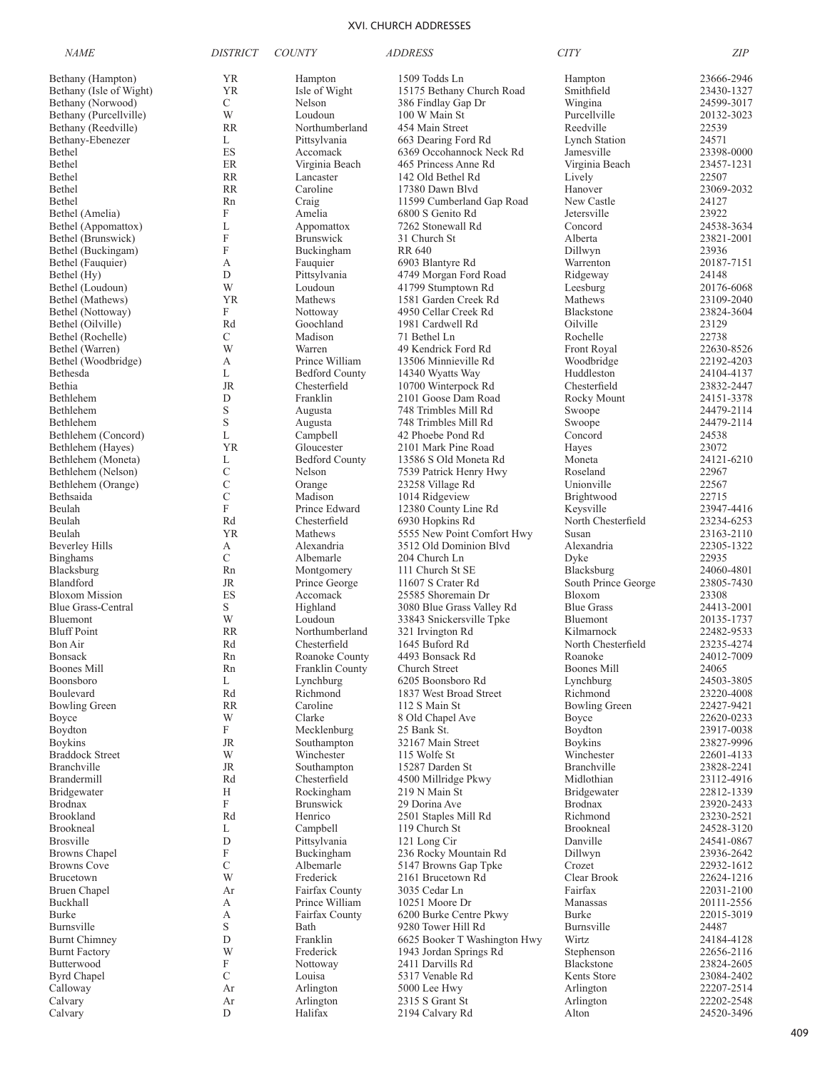# XVI. CHURCH ADDRESSES

| NAME | DISTRICT | COUNTY | ADDRESS | CITY | ZIP |
|---|---|---|---|---|---|
| Bethany (Hampton) | YR | Hampton | 1509 Todds Ln | Hampton | 23666-2946 |
| Bethany (Isle of Wight) | YR | Isle of Wight | 15175 Bethany Church Road | Smithfield | 23430-1327 |
| Bethany (Norwood) | C | Nelson | 386 Findlay Gap Dr | Wingina | 24599-3017 |
| Bethany (Purcellville) | W | Loudoun | 100 W Main St | Purcellville | 20132-3023 |
| Bethany (Reedville) | RR | Northumberland | 454 Main Street | Reedville | 22539 |
| Bethany-Ebenezer | L | Pittsylvania | 663 Dearing Ford Rd | Lynch Station | 24571 |
| Bethel | ES | Accomack | 6369 Occohannock Neck Rd | Jamesville | 23398-0000 |
| Bethel | ER | Virginia Beach | 465 Princess Anne Rd | Virginia Beach | 23457-1231 |
| Bethel | RR | Lancaster | 142 Old Bethel Rd | Lively | 22507 |
| Bethel | RR | Caroline | 17380 Dawn Blvd | Hanover | 23069-2032 |
| Bethel | Rn | Craig | 11599 Cumberland Gap Road | New Castle | 24127 |
| Bethel (Amelia) | F | Amelia | 6800 S Genito Rd | Jetersville | 23922 |
| Bethel (Appomattox) | L | Appomattox | 7262 Stonewall Rd | Concord | 24538-3634 |
| Bethel (Brunswick) | F | Brunswick | 31 Church St | Alberta | 23821-2001 |
| Bethel (Buckingam) | F | Buckingham | RR 640 | Dillwyn | 23936 |
| Bethel (Fauquier) | A | Fauquier | 6903 Blantyre Rd | Warrenton | 20187-7151 |
| Bethel (Hy) | D | Pittsylvania | 4749 Morgan Ford Road | Ridgeway | 24148 |
| Bethel (Loudoun) | W | Loudoun | 41799 Stumptown Rd | Leesburg | 20176-6068 |
| Bethel (Mathews) | YR | Mathews | 1581 Garden Creek Rd | Mathews | 23109-2040 |
| Bethel (Nottoway) | F | Nottoway | 4950 Cellar Creek Rd | Blackstone | 23824-3604 |
| Bethel (Oilville) | Rd | Goochland | 1981 Cardwell Rd | Oilville | 23129 |
| Bethel (Rochelle) | C | Madison | 71 Bethel Ln | Rochelle | 22738 |
| Bethel (Warren) | W | Warren | 49 Kendrick Ford Rd | Front Royal | 22630-8526 |
| Bethel (Woodbridge) | A | Prince William | 13506 Minnieville Rd | Woodbridge | 22192-4203 |
| Bethesda | L | Bedford County | 14340 Wyatts Way | Huddleston | 24104-4137 |
| Bethia | JR | Chesterfield | 10700 Winterpock Rd | Chesterfield | 23832-2447 |
| Bethlehem | D | Franklin | 2101 Goose Dam Road | Rocky Mount | 24151-3378 |
| Bethlehem | S | Augusta | 748 Trimbles Mill Rd | Swoope | 24479-2114 |
| Bethlehem | S | Augusta | 748 Trimbles Mill Rd | Swoope | 24479-2114 |
| Bethlehem (Concord) | L | Campbell | 42 Phoebe Pond Rd | Concord | 24538 |
| Bethlehem (Hayes) | YR | Gloucester | 2101 Mark Pine Road | Hayes | 23072 |
| Bethlehem (Moneta) | L | Bedford County | 13586 S Old Moneta Rd | Moneta | 24121-6210 |
| Bethlehem (Nelson) | C | Nelson | 7539 Patrick Henry Hwy | Roseland | 22967 |
| Bethlehem (Orange) | C | Orange | 23258 Village Rd | Unionville | 22567 |
| Bethsaida | C | Madison | 1014 Ridgeview | Brightwood | 22715 |
| Beulah | F | Prince Edward | 12380 County Line Rd | Keysville | 23947-4416 |
| Beulah | Rd | Chesterfield | 6930 Hopkins Rd | North Chesterfield | 23234-6253 |
| Beulah | YR | Mathews | 5555 New Point Comfort Hwy | Susan | 23163-2110 |
| Beverley Hills | A | Alexandria | 3512 Old Dominion Blvd | Alexandria | 22305-1322 |
| Binghams | C | Albemarle | 204 Church Ln | Dyke | 22935 |
| Blacksburg | Rn | Montgomery | 111 Church St SE | Blacksburg | 24060-4801 |
| Blandford | JR | Prince George | 11607 S Crater Rd | South Prince George | 23805-7430 |
| Bloxom Mission | ES | Accomack | 25585 Shoremain Dr | Bloxom | 23308 |
| Blue Grass-Central | S | Highland | 3080 Blue Grass Valley Rd | Blue Grass | 24413-2001 |
| Bluemont | W | Loudoun | 33843 Snickersville Tpke | Bluemont | 20135-1737 |
| Bluff Point | RR | Northumberland | 321 Irvington Rd | Kilmarnock | 22482-9533 |
| Bon Air | Rd | Chesterfield | 1645 Buford Rd | North Chesterfield | 23235-4274 |
| Bonsack | Rn | Roanoke County | 4493 Bonsack Rd | Roanoke | 24012-7009 |
| Boones Mill | Rn | Franklin County | Church Street | Boones Mill | 24065 |
| Boonsboro | L | Lynchburg | 6205 Boonsboro Rd | Lynchburg | 24503-3805 |
| Boulevard | Rd | Richmond | 1837 West Broad Street | Richmond | 23220-4008 |
| Bowling Green | RR | Caroline | 112 S Main St | Bowling Green | 22427-9421 |
| Boyce | W | Clarke | 8 Old Chapel Ave | Boyce | 22620-0233 |
| Boydton | F | Mecklenburg | 25 Bank St. | Boydton | 23917-0038 |
| Boykins | JR | Southampton | 32167 Main Street | Boykins | 23827-9996 |
| Braddock Street | W | Winchester | 115 Wolfe St | Winchester | 22601-4133 |
| Branchville | JR | Southampton | 15287 Darden St | Branchville | 23828-2241 |
| Brandermill | Rd | Chesterfield | 4500 Millridge Pkwy | Midlothian | 23112-4916 |
| Bridgewater | H | Rockingham | 219 N Main St | Bridgewater | 22812-1339 |
| Brodnax | F | Brunswick | 29 Dorina Ave | Brodnax | 23920-2433 |
| Brookland | Rd | Henrico | 2501 Staples Mill Rd | Richmond | 23230-2521 |
| Brookneal | L | Campbell | 119 Church St | Brookneal | 24528-3120 |
| Brosville | D | Pittsylvania | 121 Long Cir | Danville | 24541-0867 |
| Browns Chapel | F | Buckingham | 236 Rocky Mountain Rd | Dillwyn | 23936-2642 |
| Browns Cove | C | Albemarle | 5147 Browns Gap Tpke | Crozet | 22932-1612 |
| Brucetown | W | Frederick | 2161 Brucetown Rd | Clear Brook | 22624-1216 |
| Bruen Chapel | Ar | Fairfax County | 3035 Cedar Ln | Fairfax | 22031-2100 |
| Buckhall | A | Prince William | 10251 Moore Dr | Manassas | 20111-2556 |
| Burke | A | Fairfax County | 6200 Burke Centre Pkwy | Burke | 22015-3019 |
| Burnsville | S | Bath | 9280 Tower Hill Rd | Burnsville | 24487 |
| Burnt Chimney | D | Franklin | 6625 Booker T Washington Hwy | Wirtz | 24184-4128 |
| Burnt Factory | W | Frederick | 1943 Jordan Springs Rd | Stephenson | 22656-2116 |
| Butterwood | F | Nottoway | 2411 Darvills Rd | Blackstone | 23824-2605 |
| Byrd Chapel | C | Louisa | 5317 Venable Rd | Kents Store | 23084-2402 |
| Calloway | Ar | Arlington | 5000 Lee Hwy | Arlington | 22207-2514 |
| Calvary | Ar | Arlington | 2315 S Grant St | Arlington | 22202-2548 |
| Calvary | D | Halifax | 2194 Calvary Rd | Alton | 24520-3496 |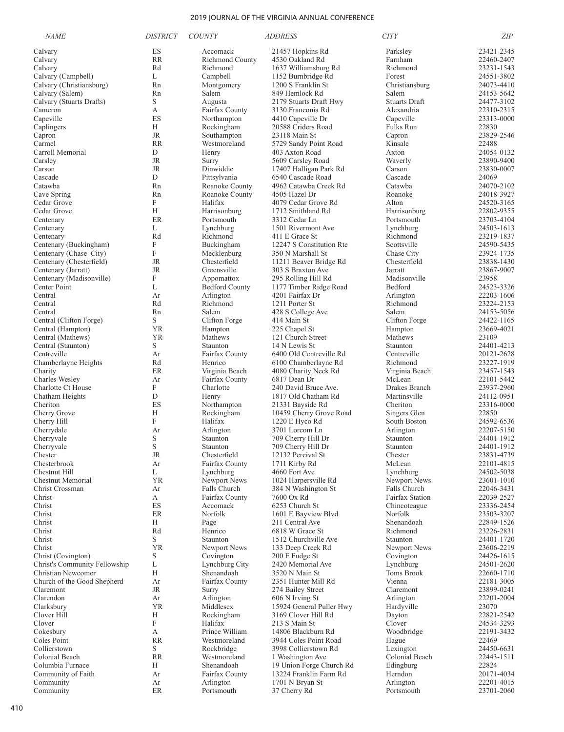| NAME | DISTRICT | COUNTY | ADDRESS | CITY | ZIP |
|---|---|---|---|---|---|
| Calvary | ES | Accomack | 21457 Hopkins Rd | Parksley | 23421-2345 |
| Calvary | RR | Richmond County | 4530 Oakland Rd | Farnham | 22460-2407 |
| Calvary | Rd | Richmond | 1637 Williamsburg Rd | Richmond | 23231-1543 |
| Calvary (Campbell) | L | Campbell | 1152 Burnbridge Rd | Forest | 24551-3802 |
| Calvary (Christiansburg) | Rn | Montgomery | 1200 S Franklin St | Christiansburg | 24073-4410 |
| Calvary (Salem) | Rn | Salem | 849 Hemlock Rd | Salem | 24153-5642 |
| Calvary (Stuarts Drafts) | S | Augusta | 2179 Stuarts Draft Hwy | Stuarts Draft | 24477-3102 |
| Cameron | A | Fairfax County | 3130 Franconia Rd | Alexandria | 22310-2315 |
| Capeville | ES | Northampton | 4410 Capeville Dr | Capeville | 23313-0000 |
| Caplingers | H | Rockingham | 20588 Criders Road | Fulks Run | 22830 |
| Capron | JR | Southampton | 23118 Main St | Capron | 23829-2546 |
| Carmel | RR | Westmoreland | 5729 Sandy Point Road | Kinsale | 22488 |
| Carroll Memorial | D | Henry | 403 Axton Road | Axton | 24054-0132 |
| Carsley | JR | Surry | 5609 Carsley Road | Waverly | 23890-9400 |
| Carson | JR | Dinwiddie | 17407 Halligan Park Rd | Carson | 23830-0007 |
| Cascade | D | Pittsylvania | 6540 Cascade Road | Cascade | 24069 |
| Catawba | Rn | Roanoke County | 4962 Catawba Creek Rd | Catawba | 24070-2102 |
| Cave Spring | Rn | Roanoke County | 4505 Hazel Dr | Roanoke | 24018-3927 |
| Cedar Grove | F | Halifax | 4079 Cedar Grove Rd | Alton | 24520-3165 |
| Cedar Grove | H | Harrisonburg | 1712 Smithland Rd | Harrisonburg | 22802-9355 |
| Centenary | ER | Portsmouth | 3312 Cedar Ln | Portsmouth | 23703-4104 |
| Centenary | L | Lynchburg | 1501 Rivermont Ave | Lynchburg | 24503-1613 |
| Centenary | Rd | Richmond | 411 E Grace St | Richmond | 23219-1837 |
| Centenary (Buckingham) | F | Buckingham | 12247 S Constitution Rte | Scottsville | 24590-5435 |
| Centenary (Chase City) | F | Mecklenburg | 350 N Marshall St | Chase City | 23924-1735 |
| Centenary (Chesterfield) | JR | Chesterfield | 11211 Beaver Bridge Rd | Chesterfield | 23838-1430 |
| Centenary (Jarratt) | JR | Greensville | 303 S Braxton Ave | Jarratt | 23867-9007 |
| Centenary (Madisonville) | F | Appomattox | 295 Rolling Hill Rd | Madisonville | 23958 |
| Center Point | L | Bedford County | 1177 Timber Ridge Road | Bedford | 24523-3326 |
| Central | Ar | Arlington | 4201 Fairfax Dr | Arlington | 22203-1606 |
| Central | Rd | Richmond | 1211 Porter St | Richmond | 23224-2153 |
| Central | Rn | Salem | 428 S College Ave | Salem | 24153-5056 |
| Central (Clifton Forge) | S | Clifton Forge | 414 Main St | Clifton Forge | 24422-1165 |
| Central (Hampton) | YR | Hampton | 225 Chapel St | Hampton | 23669-4021 |
| Central (Mathews) | YR | Mathews | 121 Church Street | Mathews | 23109 |
| Central (Staunton) | S | Staunton | 14 N Lewis St | Staunton | 24401-4213 |
| Centreville | Ar | Fairfax County | 6400 Old Centreville Rd | Centreville | 20121-2628 |
| Chamberlayne Heights | Rd | Henrico | 6100 Chamberlayne Rd | Richmond | 23227-1919 |
| Charity | ER | Virginia Beach | 4080 Charity Neck Rd | Virginia Beach | 23457-1543 |
| Charles Wesley | Ar | Fairfax County | 6817 Dean Dr | McLean | 22101-5442 |
| Charlotte Ct House | F | Charlotte | 240 David Bruce Ave. | Drakes Branch | 23937-2960 |
| Chatham Heights | D | Henry | 1817 Old Chatham Rd | Martinsville | 24112-0951 |
| Cheriton | ES | Northampton | 21331 Bayside Rd | Cheriton | 23316-0000 |
| Cherry Grove | H | Rockingham | 10459 Cherry Grove Road | Singers Glen | 22850 |
| Cherry Hill | F | Halifax | 1220 E Hyco Rd | South Boston | 24592-6536 |
| Cherrydale | Ar | Arlington | 3701 Lorcom Ln | Arlington | 22207-5150 |
| Cherryvale | S | Staunton | 709 Cherry Hill Dr | Staunton | 24401-1912 |
| Cherryvale | S | Staunton | 709 Cherry Hill Dr | Staunton | 24401-1912 |
| Chester | JR | Chesterfield | 12132 Percival St | Chester | 23831-4739 |
| Chesterbrook | Ar | Fairfax County | 1711 Kirby Rd | McLean | 22101-4815 |
| Chestnut Hill | L | Lynchburg | 4660 Fort Ave | Lynchburg | 24502-5038 |
| Chestnut Memorial | YR | Newport News | 1024 Harpersville Rd | Newport News | 23601-1010 |
| Christ Crossman | Ar | Falls Church | 384 N Washington St | Falls Church | 22046-3431 |
| Christ | A | Fairfax County | 7600 Ox Rd | Fairfax Station | 22039-2527 |
| Christ | ES | Accomack | 6253 Church St | Chincoteague | 23336-2454 |
| Christ | ER | Norfolk | 1601 E Bayview Blvd | Norfolk | 23503-3207 |
| Christ | H | Page | 211 Central Ave | Shenandoah | 22849-1526 |
| Christ | Rd | Henrico | 6818 W Grace St | Richmond | 23226-2831 |
| Christ | S | Staunton | 1512 Churchville Ave | Staunton | 24401-1720 |
| Christ | YR | Newport News | 133 Deep Creek Rd | Newport News | 23606-2219 |
| Christ (Covington) | S | Covington | 200 E Fudge St | Covington | 24426-1615 |
| Christ's Community Fellowship | L | Lynchburg City | 2420 Memorial Ave | Lynchburg | 24501-2620 |
| Christian Newcomer | H | Shenandoah | 3520 N Main St | Toms Brook | 22660-1710 |
| Church of the Good Shepherd | Ar | Fairfax County | 2351 Hunter Mill Rd | Vienna | 22181-3005 |
| Claremont | JR | Surry | 274 Bailey Street | Claremont | 23899-0241 |
| Clarendon | Ar | Arlington | 606 N Irving St | Arlington | 22201-2004 |
| Clarksbury | YR | Middlesex | 15924 General Puller Hwy | Hardyville | 23070 |
| Clover Hill | H | Rockingham | 3169 Clover Hill Rd | Dayton | 22821-2542 |
| Clover | F | Halifax | 213 S Main St | Clover | 24534-3293 |
| Cokesbury | A | Prince William | 14806 Blackburn Rd | Woodbridge | 22191-3432 |
| Coles Point | RR | Westmoreland | 3944 Coles Point Road | Hague | 22469 |
| Collierstown | S | Rockbridge | 3998 Collierstown Rd | Lexington | 24450-6631 |
| Colonial Beach | RR | Westmoreland | 1 Washington Ave | Colonial Beach | 22443-1511 |
| Columbia Furnace | H | Shenandoah | 19 Union Forge Church Rd | Edingburg | 22824 |
| Community of Faith | Ar | Fairfax County | 13224 Franklin Farm Rd | Herndon | 20171-4034 |
| Community | Ar | Arlington | 1701 N Bryan St | Arlington | 22201-4015 |
| Community | ER | Portsmouth | 37 Cherry Rd | Portsmouth | 23701-2060 |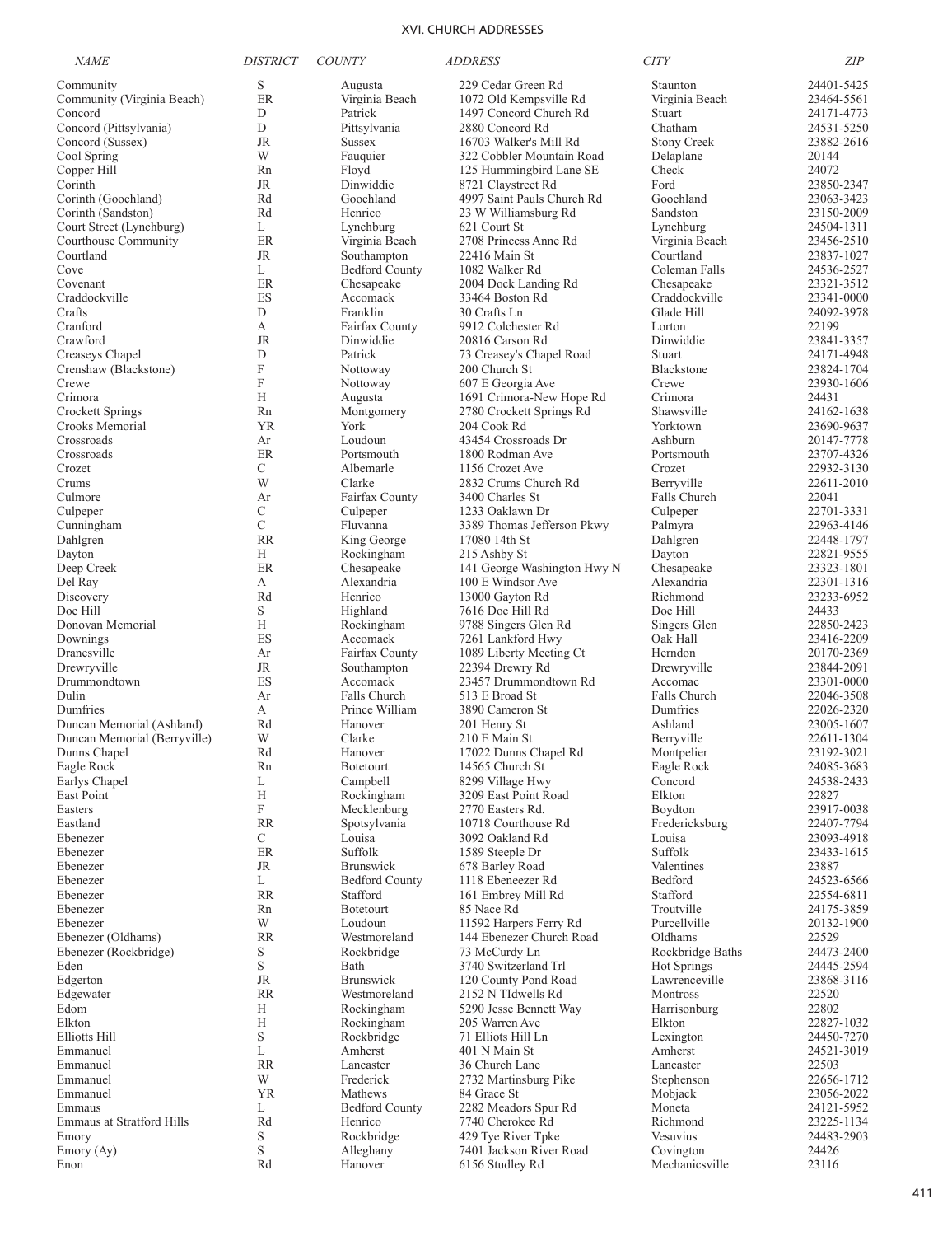## XVI. CHURCH ADDRESSES

| NAME | DISTRICT | COUNTY | ADDRESS | CITY | ZIP |
|---|---|---|---|---|---|
| Community | S | Augusta | 229 Cedar Green Rd | Staunton | 24401-5425 |
| Community (Virginia Beach) | ER | Virginia Beach | 1072 Old Kempsville Rd | Virginia Beach | 23464-5561 |
| Concord | D | Patrick | 1497 Concord Church Rd | Stuart | 24171-4773 |
| Concord (Pittsylvania) | D | Pittsylvania | 2880 Concord Rd | Chatham | 24531-5250 |
| Concord (Sussex) | JR | Sussex | 16703 Walker's Mill Rd | Stony Creek | 23882-2616 |
| Cool Spring | W | Fauquier | 322 Cobbler Mountain Road | Delaplane | 20144 |
| Copper Hill | Rn | Floyd | 125 Hummingbird Lane SE | Check | 24072 |
| Corinth | JR | Dinwiddie | 8721 Claystreet Rd | Ford | 23850-2347 |
| Corinth (Goochland) | Rd | Goochland | 4997 Saint Pauls Church Rd | Goochland | 23063-3423 |
| Corinth (Sandston) | Rd | Henrico | 23 W Williamsburg Rd | Sandston | 23150-2009 |
| Court Street (Lynchburg) | L | Lynchburg | 621 Court St | Lynchburg | 24504-1311 |
| Courthouse Community | ER | Virginia Beach | 2708 Princess Anne Rd | Virginia Beach | 23456-2510 |
| Courtland | JR | Southampton | 22416 Main St | Courtland | 23837-1027 |
| Cove | L | Bedford County | 1082 Walker Rd | Coleman Falls | 24536-2527 |
| Covenant | ER | Chesapeake | 2004 Dock Landing Rd | Chesapeake | 23321-3512 |
| Craddockville | ES | Accomack | 33464 Boston Rd | Craddockville | 23341-0000 |
| Crafts | D | Franklin | 30 Crafts Ln | Glade Hill | 24092-3978 |
| Cranford | A | Fairfax County | 9912 Colchester Rd | Lorton | 22199 |
| Crawford | JR | Dinwiddie | 20816 Carson Rd | Dinwiddie | 23841-3357 |
| Creaseys Chapel | D | Patrick | 73 Creasey's Chapel Road | Stuart | 24171-4948 |
| Crenshaw (Blackstone) | F | Nottoway | 200 Church St | Blackstone | 23824-1704 |
| Crewe | F | Nottoway | 607 E Georgia Ave | Crewe | 23930-1606 |
| Crimora | H | Augusta | 1691 Crimora-New Hope Rd | Crimora | 24431 |
| Crockett Springs | Rn | Montgomery | 2780 Crockett Springs Rd | Shawsville | 24162-1638 |
| Crooks Memorial | YR | York | 204 Cook Rd | Yorktown | 23690-9637 |
| Crossroads | Ar | Loudoun | 43454 Crossroads Dr | Ashburn | 20147-7778 |
| Crossroads | ER | Portsmouth | 1800 Rodman Ave | Portsmouth | 23707-4326 |
| Crozet | C | Albemarle | 1156 Crozet Ave | Crozet | 22932-3130 |
| Crums | W | Clarke | 2832 Crums Church Rd | Berryville | 22611-2010 |
| Culmore | Ar | Fairfax County | 3400 Charles St | Falls Church | 22041 |
| Culpeper | C | Culpeper | 1233 Oaklawn Dr | Culpeper | 22701-3331 |
| Cunningham | C | Fluvanna | 3389 Thomas Jefferson Pkwy | Palmyra | 22963-4146 |
| Dahlgren | RR | King George | 17080 14th St | Dahlgren | 22448-1797 |
| Dayton | H | Rockingham | 215 Ashby St | Dayton | 22821-9555 |
| Deep Creek | ER | Chesapeake | 141 George Washington Hwy N | Chesapeake | 23323-1801 |
| Del Ray | A | Alexandria | 100 E Windsor Ave | Alexandria | 22301-1316 |
| Discovery | Rd | Henrico | 13000 Gayton Rd | Richmond | 23233-6952 |
| Doe Hill | S | Highland | 7616 Doe Hill Rd | Doe Hill | 24433 |
| Donovan Memorial | H | Rockingham | 9788 Singers Glen Rd | Singers Glen | 22850-2423 |
| Downings | ES | Accomack | 7261 Lankford Hwy | Oak Hall | 23416-2209 |
| Dranesville | Ar | Fairfax County | 1089 Liberty Meeting Ct | Herndon | 20170-2369 |
| Drewryville | JR | Southampton | 22394 Drewry Rd | Drewryville | 23844-2091 |
| Drummondtown | ES | Accomack | 23457 Drummondtown Rd | Accomac | 23301-0000 |
| Dulin | Ar | Falls Church | 513 E Broad St | Falls Church | 22046-3508 |
| Dumfries | A | Prince William | 3890 Cameron St | Dumfries | 22026-2320 |
| Duncan Memorial (Ashland) | Rd | Hanover | 201 Henry St | Ashland | 23005-1607 |
| Duncan Memorial (Berryville) | W | Clarke | 210 E Main St | Berryville | 22611-1304 |
| Dunns Chapel | Rd | Hanover | 17022 Dunns Chapel Rd | Montpelier | 23192-3021 |
| Eagle Rock | Rn | Botetourt | 14565 Church St | Eagle Rock | 24085-3683 |
| Earlys Chapel | L | Campbell | 8299 Village Hwy | Concord | 24538-2433 |
| East Point | H | Rockingham | 3209 East Point Road | Elkton | 22827 |
| Easters | F | Mecklenburg | 2770 Easters Rd. | Boydton | 23917-0038 |
| Eastland | RR | Spotsylvania | 10718 Courthouse Rd | Fredericksburg | 22407-7794 |
| Ebenezer | C | Louisa | 3092 Oakland Rd | Louisa | 23093-4918 |
| Ebenezer | ER | Suffolk | 1589 Steeple Dr | Suffolk | 23433-1615 |
| Ebenezer | JR | Brunswick | 678 Barley Road | Valentines | 23887 |
| Ebenezer | L | Bedford County | 1118 Ebeneezer Rd | Bedford | 24523-6566 |
| Ebenezer | RR | Stafford | 161 Embrey Mill Rd | Stafford | 22554-6811 |
| Ebenezer | Rn | Botetourt | 85 Nace Rd | Troutville | 24175-3859 |
| Ebenezer | W | Loudoun | 11592 Harpers Ferry Rd | Purcellville | 20132-1900 |
| Ebenezer (Oldhams) | RR | Westmoreland | 144 Ebenezer Church Road | Oldhams | 22529 |
| Ebenezer (Rockbridge) | S | Rockbridge | 73 McCurdy Ln | Rockbridge Baths | 24473-2400 |
| Eden | S | Bath | 3740 Switzerland Trl | Hot Springs | 24445-2594 |
| Edgerton | JR | Brunswick | 120 County Pond Road | Lawrenceville | 23868-3116 |
| Edgewater | RR | Westmoreland | 2152 N TIdwells Rd | Montross | 22520 |
| Edom | H | Rockingham | 5290 Jesse Bennett Way | Harrisonburg | 22802 |
| Elkton | H | Rockingham | 205 Warren Ave | Elkton | 22827-1032 |
| Elliotts Hill | S | Rockbridge | 71 Elliots Hill Ln | Lexington | 24450-7270 |
| Emmanuel | L | Amherst | 401 N Main St | Amherst | 24521-3019 |
| Emmanuel | RR | Lancaster | 36 Church Lane | Lancaster | 22503 |
| Emmanuel | W | Frederick | 2732 Martinsburg Pike | Stephenson | 22656-1712 |
| Emmanuel | YR | Mathews | 84 Grace St | Mobjack | 23056-2022 |
| Emmaus | L | Bedford County | 2282 Meadors Spur Rd | Moneta | 24121-5952 |
| Emmaus at Stratford Hills | Rd | Henrico | 7740 Cherokee Rd | Richmond | 23225-1134 |
| Emory | S | Rockbridge | 429 Tye River Tpke | Vesuvius | 24483-2903 |
| Emory (Ay) | S | Alleghany | 7401 Jackson River Road | Covington | 24426 |
| Enon | Rd | Hanover | 6156 Studley Rd | Mechanicsville | 23116 |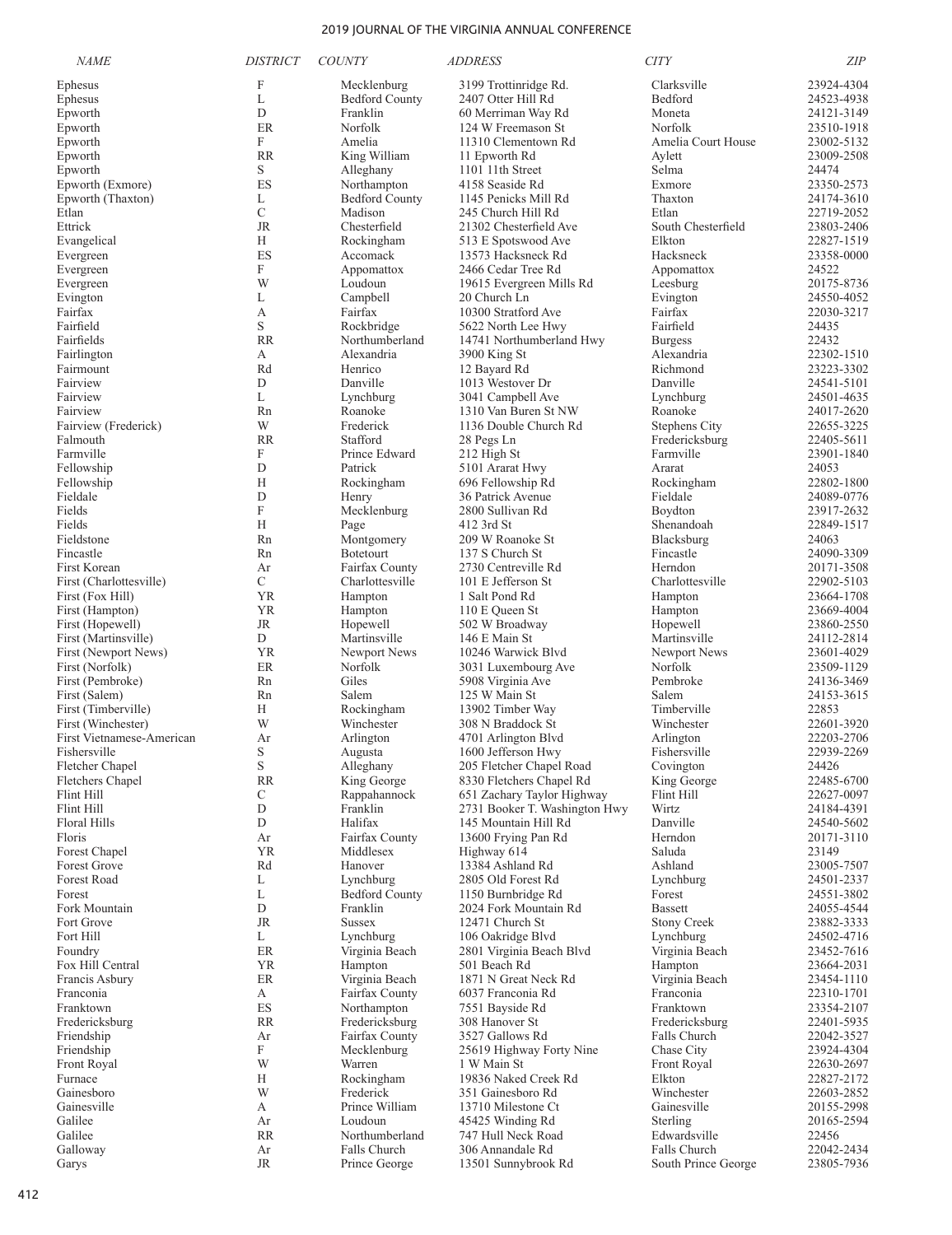| NAME | DISTRICT | COUNTY | ADDRESS | CITY | ZIP |
|---|---|---|---|---|---|
| Ephesus | F | Mecklenburg | 3199 Trottinridge Rd. | Clarksville | 23924-4304 |
| Ephesus | L | Bedford County | 2407 Otter Hill Rd | Bedford | 24523-4938 |
| Epworth | D | Franklin | 60 Merriman Way Rd | Moneta | 24121-3149 |
| Epworth | ER | Norfolk | 124 W Freemason St | Norfolk | 23510-1918 |
| Epworth | F | Amelia | 11310 Clementown Rd | Amelia Court House | 23002-5132 |
| Epworth | RR | King William | 11 Epworth Rd | Aylett | 23009-2508 |
| Epworth | S | Alleghany | 1101 11th Street | Selma | 24474 |
| Epworth (Exmore) | ES | Northampton | 4158 Seaside Rd | Exmore | 23350-2573 |
| Epworth (Thaxton) | L | Bedford County | 1145 Penicks Mill Rd | Thaxton | 24174-3610 |
| Etlan | C | Madison | 245 Church Hill Rd | Etlan | 22719-2052 |
| Ettrick | JR | Chesterfield | 21302 Chesterfield Ave | South Chesterfield | 23803-2406 |
| Evangelical | H | Rockingham | 513 E Spotswood Ave | Elkton | 22827-1519 |
| Evergreen | ES | Accomack | 13573 Hacksneck Rd | Hacksneck | 23358-0000 |
| Evergreen | F | Appomattox | 2466 Cedar Tree Rd | Appomattox | 24522 |
| Evergreen | W | Loudoun | 19615 Evergreen Mills Rd | Leesburg | 20175-8736 |
| Evington | L | Campbell | 20 Church Ln | Evington | 24550-4052 |
| Fairfax | A | Fairfax | 10300 Stratford Ave | Fairfax | 22030-3217 |
| Fairfield | S | Rockbridge | 5622 North Lee Hwy | Fairfield | 24435 |
| Fairfields | RR | Northumberland | 14741 Northumberland Hwy | Burgess | 22432 |
| Fairlington | A | Alexandria | 3900 King St | Alexandria | 22302-1510 |
| Fairmount | Rd | Henrico | 12 Bayard Rd | Richmond | 23223-3302 |
| Fairview | D | Danville | 1013 Westover Dr | Danville | 24541-5101 |
| Fairview | L | Lynchburg | 3041 Campbell Ave | Lynchburg | 24501-4635 |
| Fairview | Rn | Roanoke | 1310 Van Buren St NW | Roanoke | 24017-2620 |
| Fairview (Frederick) | W | Frederick | 1136 Double Church Rd | Stephens City | 22655-3225 |
| Falmouth | RR | Stafford | 28 Pegs Ln | Fredericksburg | 22405-5611 |
| Farmville | F | Prince Edward | 212 High St | Farmville | 23901-1840 |
| Fellowship | D | Patrick | 5101 Ararat Hwy | Ararat | 24053 |
| Fellowship | H | Rockingham | 696 Fellowship Rd | Rockingham | 22802-1800 |
| Fieldale | D | Henry | 36 Patrick Avenue | Fieldale | 24089-0776 |
| Fields | F | Mecklenburg | 2800 Sullivan Rd | Boydton | 23917-2632 |
| Fields | H | Page | 412 3rd St | Shenandoah | 22849-1517 |
| Fieldstone | Rn | Montgomery | 209 W Roanoke St | Blacksburg | 24063 |
| Fincastle | Rn | Botetourt | 137 S Church St | Fincastle | 24090-3309 |
| First Korean | Ar | Fairfax County | 2730 Centreville Rd | Herndon | 20171-3508 |
| First (Charlottesville) | C | Charlottesville | 101 E Jefferson St | Charlottesville | 22902-5103 |
| First (Fox Hill) | YR | Hampton | 1 Salt Pond Rd | Hampton | 23664-1708 |
| First (Hampton) | YR | Hampton | 110 E Queen St | Hampton | 23669-4004 |
| First (Hopewell) | JR | Hopewell | 502 W Broadway | Hopewell | 23860-2550 |
| First (Martinsville) | D | Martinsville | 146 E Main St | Martinsville | 24112-2814 |
| First (Newport News) | YR | Newport News | 10246 Warwick Blvd | Newport News | 23601-4029 |
| First (Norfolk) | ER | Norfolk | 3031 Luxembourg Ave | Norfolk | 23509-1129 |
| First (Pembroke) | Rn | Giles | 5908 Virginia Ave | Pembroke | 24136-3469 |
| First (Salem) | Rn | Salem | 125 W Main St | Salem | 24153-3615 |
| First (Timberville) | H | Rockingham | 13902 Timber Way | Timberville | 22853 |
| First (Winchester) | W | Winchester | 308 N Braddock St | Winchester | 22601-3920 |
| First Vietnamese-American | Ar | Arlington | 4701 Arlington Blvd | Arlington | 22203-2706 |
| Fishersville | S | Augusta | 1600 Jefferson Hwy | Fishersville | 22939-2269 |
| Fletcher Chapel | S | Alleghany | 205 Fletcher Chapel Road | Covington | 24426 |
| Fletchers Chapel | RR | King George | 8330 Fletchers Chapel Rd | King George | 22485-6700 |
| Flint Hill | C | Rappahannock | 651 Zachary Taylor Highway | Flint Hill | 22627-0097 |
| Flint Hill | D | Franklin | 2731 Booker T. Washington Hwy | Wirtz | 24184-4391 |
| Floral Hills | D | Halifax | 145 Mountain Hill Rd | Danville | 24540-5602 |
| Floris | Ar | Fairfax County | 13600 Frying Pan Rd | Herndon | 20171-3110 |
| Forest Chapel | YR | Middlesex | Highway 614 | Saluda | 23149 |
| Forest Grove | Rd | Hanover | 13384 Ashland Rd | Ashland | 23005-7507 |
| Forest Road | L | Lynchburg | 2805 Old Forest Rd | Lynchburg | 24501-2337 |
| Forest | L | Bedford County | 1150 Burnbridge Rd | Forest | 24551-3802 |
| Fork Mountain | D | Franklin | 2024 Fork Mountain Rd | Bassett | 24055-4544 |
| Fort Grove | JR | Sussex | 12471 Church St | Stony Creek | 23882-3333 |
| Fort Hill | L | Lynchburg | 106 Oakridge Blvd | Lynchburg | 24502-4716 |
| Foundry | ER | Virginia Beach | 2801 Virginia Beach Blvd | Virginia Beach | 23452-7616 |
| Fox Hill Central | YR | Hampton | 501 Beach Rd | Hampton | 23664-2031 |
| Francis Asbury | ER | Virginia Beach | 1871 N Great Neck Rd | Virginia Beach | 23454-1110 |
| Franconia | A | Fairfax County | 6037 Franconia Rd | Franconia | 22310-1701 |
| Franktown | ES | Northampton | 7551 Bayside Rd | Franktown | 23354-2107 |
| Fredericksburg | RR | Fredericksburg | 308 Hanover St | Fredericksburg | 22401-5935 |
| Friendship | Ar | Fairfax County | 3527 Gallows Rd | Falls Church | 22042-3527 |
| Friendship | F | Mecklenburg | 25619 Highway Forty Nine | Chase City | 23924-4304 |
| Front Royal | W | Warren | 1 W Main St | Front Royal | 22630-2697 |
| Furnace | H | Rockingham | 19836 Naked Creek Rd | Elkton | 22827-2172 |
| Gainesboro | W | Frederick | 351 Gainesboro Rd | Winchester | 22603-2852 |
| Gainesville | A | Prince William | 13710 Milestone Ct | Gainesville | 20155-2998 |
| Galilee | Ar | Loudoun | 45425 Winding Rd | Sterling | 20165-2594 |
| Galilee | RR | Northumberland | 747 Hull Neck Road | Edwardsville | 22456 |
| Galloway | Ar | Falls Church | 306 Annandale Rd | Falls Church | 22042-2434 |
| Garys | JR | Prince George | 13501 Sunnybrook Rd | South Prince George | 23805-7936 |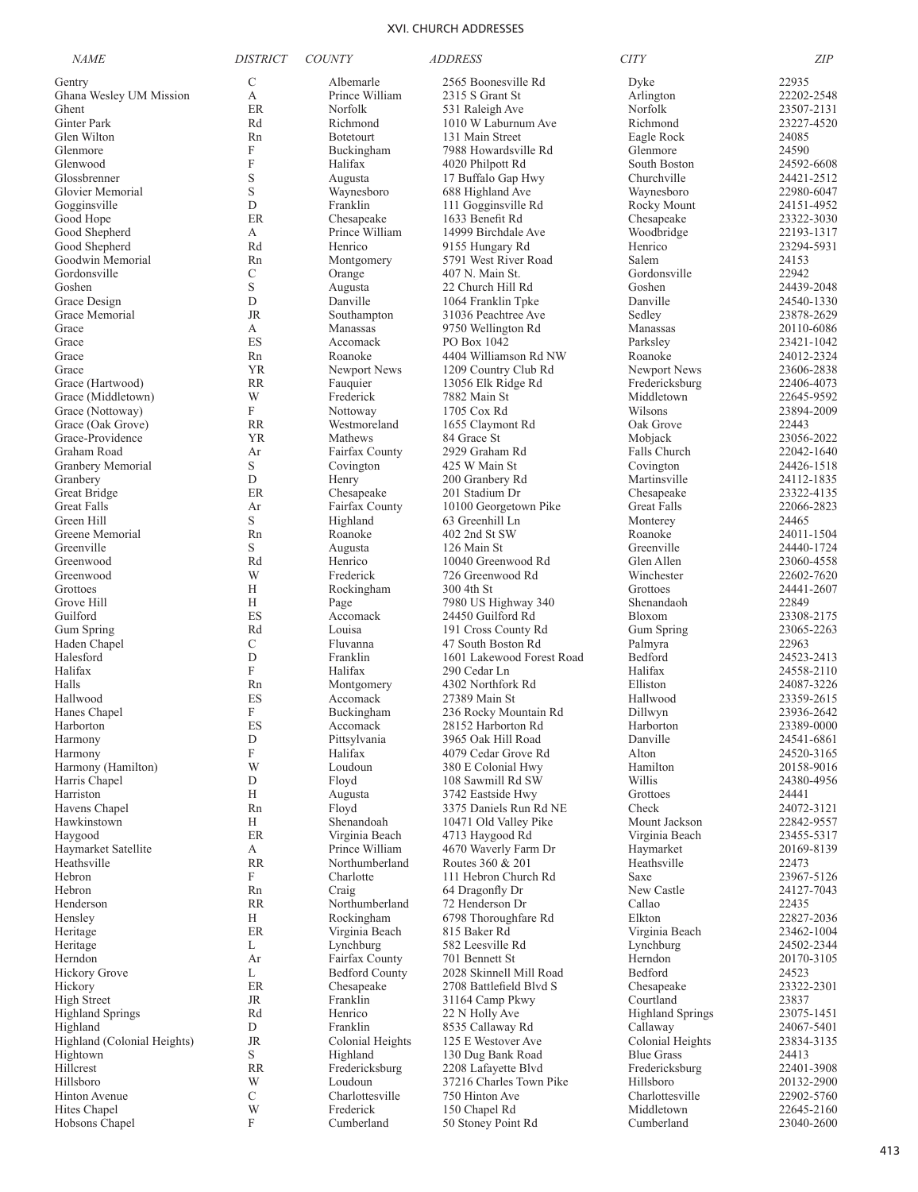# XVI. CHURCH ADDRESSES

| NAME | DISTRICT | COUNTY | ADDRESS | CITY | ZIP |
|---|---|---|---|---|---|
| Gentry | C | Albemarle | 2565 Boonesville Rd | Dyke | 22935 |
| Ghana Wesley UM Mission | A | Prince William | 2315 S Grant St | Arlington | 22202-2548 |
| Ghent | ER | Norfolk | 531 Raleigh Ave | Norfolk | 23507-2131 |
| Ginter Park | Rd | Richmond | 1010 W Laburnum Ave | Richmond | 23227-4520 |
| Glen Wilton | Rn | Botetourt | 131 Main Street | Eagle Rock | 24085 |
| Glenmore | F | Buckingham | 7988 Howardsville Rd | Glenmore | 24590 |
| Glenwood | F | Halifax | 4020 Philpott Rd | South Boston | 24592-6608 |
| Glossbrenner | S | Augusta | 17 Buffalo Gap Hwy | Churchville | 24421-2512 |
| Glovier Memorial | S | Waynesboro | 688 Highland Ave | Waynesboro | 22980-6047 |
| Gogginsville | D | Franklin | 111 Gogginsville Rd | Rocky Mount | 24151-4952 |
| Good Hope | ER | Chesapeake | 1633 Benefit Rd | Chesapeake | 23322-3030 |
| Good Shepherd | A | Prince William | 14999 Birchdale Ave | Woodbridge | 22193-1317 |
| Good Shepherd | Rd | Henrico | 9155 Hungary Rd | Henrico | 23294-5931 |
| Goodwin Memorial | Rn | Montgomery | 5791 West River Road | Salem | 24153 |
| Gordonsville | C | Orange | 407 N. Main St. | Gordonsville | 22942 |
| Goshen | S | Augusta | 22 Church Hill Rd | Goshen | 24439-2048 |
| Grace Design | D | Danville | 1064 Franklin Tpke | Danville | 24540-1330 |
| Grace Memorial | JR | Southampton | 31036 Peachtree Ave | Sedley | 23878-2629 |
| Grace | A | Manassas | 9750 Wellington Rd | Manassas | 20110-6086 |
| Grace | ES | Accomack | PO Box 1042 | Parksley | 23421-1042 |
| Grace | Rn | Roanoke | 4404 Williamson Rd NW | Roanoke | 24012-2324 |
| Grace | YR | Newport News | 1209 Country Club Rd | Newport News | 23606-2838 |
| Grace (Hartwood) | RR | Fauquier | 13056 Elk Ridge Rd | Fredericksburg | 22406-4073 |
| Grace (Middletown) | W | Frederick | 7882 Main St | Middletown | 22645-9592 |
| Grace (Nottoway) | F | Nottoway | 1705 Cox Rd | Wilsons | 23894-2009 |
| Grace (Oak Grove) | RR | Westmoreland | 1655 Claymont Rd | Oak Grove | 22443 |
| Grace-Providence | YR | Mathews | 84 Grace St | Mobjack | 23056-2022 |
| Graham Road | Ar | Fairfax County | 2929 Graham Rd | Falls Church | 22042-1640 |
| Granbery Memorial | S | Covington | 425 W Main St | Covington | 24426-1518 |
| Granbery | D | Henry | 200 Granbery Rd | Martinsville | 24112-1835 |
| Great Bridge | ER | Chesapeake | 201 Stadium Dr | Chesapeake | 23322-4135 |
| Great Falls | Ar | Fairfax County | 10100 Georgetown Pike | Great Falls | 22066-2823 |
| Green Hill | S | Highland | 63 Greenhill Ln | Monterey | 24465 |
| Greene Memorial | Rn | Roanoke | 402 2nd St SW | Roanoke | 24011-1504 |
| Greenville | S | Augusta | 126 Main St | Greenville | 24440-1724 |
| Greenwood | Rd | Henrico | 10040 Greenwood Rd | Glen Allen | 23060-4558 |
| Greenwood | W | Frederick | 726 Greenwood Rd | Winchester | 22602-7620 |
| Grottoes | H | Rockingham | 300 4th St | Grottoes | 24441-2607 |
| Grove Hill | H | Page | 7980 US Highway 340 | Shenandaoh | 22849 |
| Guilford | ES | Accomack | 24450 Guilford Rd | Bloxom | 23308-2175 |
| Gum Spring | Rd | Louisa | 191 Cross County Rd | Gum Spring | 23065-2263 |
| Haden Chapel | C | Fluvanna | 47 South Boston Rd | Palmyra | 22963 |
| Halesford | D | Franklin | 1601 Lakewood Forest Road | Bedford | 24523-2413 |
| Halifax | F | Halifax | 290 Cedar Ln | Halifax | 24558-2110 |
| Halls | Rn | Montgomery | 4302 Northfork Rd | Elliston | 24087-3226 |
| Hallwood | ES | Accomack | 27389 Main St | Hallwood | 23359-2615 |
| Hanes Chapel | F | Buckingham | 236 Rocky Mountain Rd | Dillwyn | 23936-2642 |
| Harborton | ES | Accomack | 28152 Harborton Rd | Harborton | 23389-0000 |
| Harmony | D | Pittsylvania | 3965 Oak Hill Road | Danville | 24541-6861 |
| Harmony | F | Halifax | 4079 Cedar Grove Rd | Alton | 24520-3165 |
| Harmony (Hamilton) | W | Loudoun | 380 E Colonial Hwy | Hamilton | 20158-9016 |
| Harris Chapel | D | Floyd | 108 Sawmill Rd SW | Willis | 24380-4956 |
| Harriston | H | Augusta | 3742 Eastside Hwy | Grottoes | 24441 |
| Havens Chapel | Rn | Floyd | 3375 Daniels Run Rd NE | Check | 24072-3121 |
| Hawkinstown | H | Shenandoah | 10471 Old Valley Pike | Mount Jackson | 22842-9557 |
| Haygood | ER | Virginia Beach | 4713 Haygood Rd | Virginia Beach | 23455-5317 |
| Haymarket Satellite | A | Prince William | 4670 Waverly Farm Dr | Haymarket | 20169-8139 |
| Heathsville | RR | Northumberland | Routes 360 & 201 | Heathsville | 22473 |
| Hebron | F | Charlotte | 111 Hebron Church Rd | Saxe | 23967-5126 |
| Hebron | Rn | Craig | 64 Dragonfly Dr | New Castle | 24127-7043 |
| Henderson | RR | Northumberland | 72 Henderson Dr | Callao | 22435 |
| Hensley | H | Rockingham | 6798 Thoroughfare Rd | Elkton | 22827-2036 |
| Heritage | ER | Virginia Beach | 815 Baker Rd | Virginia Beach | 23462-1004 |
| Heritage | L | Lynchburg | 582 Leesville Rd | Lynchburg | 24502-2344 |
| Herndon | Ar | Fairfax County | 701 Bennett St | Herndon | 20170-3105 |
| Hickory Grove | L | Bedford County | 2028 Skinnell Mill Road | Bedford | 24523 |
| Hickory | ER | Chesapeake | 2708 Battlefield Blvd S | Chesapeake | 23322-2301 |
| High Street | JR | Franklin | 31164 Camp Pkwy | Courtland | 23837 |
| Highland Springs | Rd | Henrico | 22 N Holly Ave | Highland Springs | 23075-1451 |
| Highland | D | Franklin | 8535 Callaway Rd | Callaway | 24067-5401 |
| Highland (Colonial Heights) | JR | Colonial Heights | 125 E Westover Ave | Colonial Heights | 23834-3135 |
| Hightown | S | Highland | 130 Dug Bank Road | Blue Grass | 24413 |
| Hillcrest | RR | Fredericksburg | 2208 Lafayette Blvd | Fredericksburg | 22401-3908 |
| Hillsboro | W | Loudoun | 37216 Charles Town Pike | Hillsboro | 20132-2900 |
| Hinton Avenue | C | Charlottesville | 750 Hinton Ave | Charlottesville | 22902-5760 |
| Hites Chapel | W | Frederick | 150 Chapel Rd | Middletown | 22645-2160 |
| Hobsons Chapel | F | Cumberland | 50 Stoney Point Rd | Cumberland | 23040-2600 |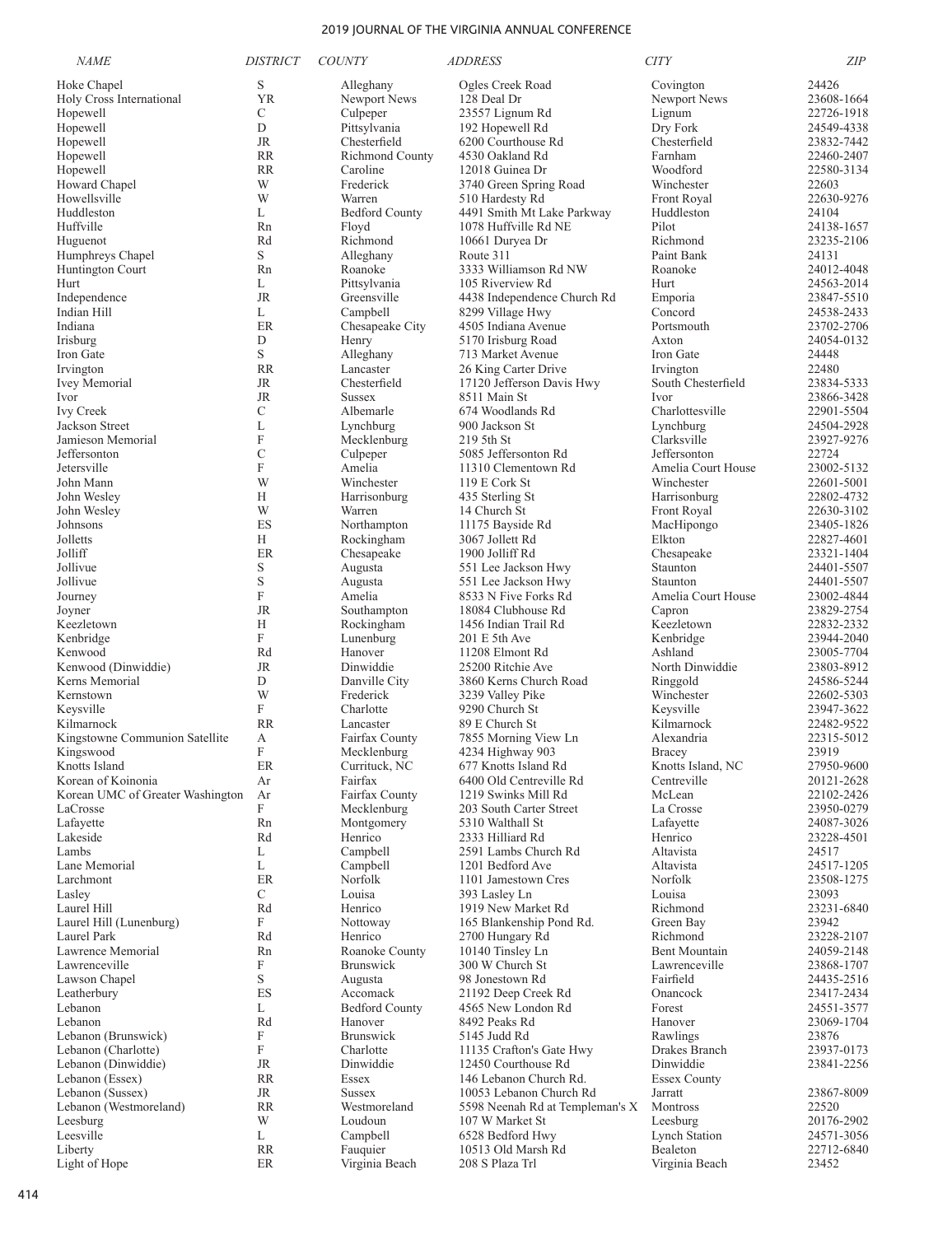| NAME | DISTRICT | COUNTY | ADDRESS | CITY | ZIP |
|---|---|---|---|---|---|
| Hoke Chapel | S | Alleghany | Ogles Creek Road | Covington | 24426 |
| Holy Cross International | YR | Newport News | 128 Deal Dr | Newport News | 23608-1664 |
| Hopewell | C | Culpeper | 23557 Lignum Rd | Lignum | 22726-1918 |
| Hopewell | D | Pittsylvania | 192 Hopewell Rd | Dry Fork | 24549-4338 |
| Hopewell | JR | Chesterfield | 6200 Courthouse Rd | Chesterfield | 23832-7442 |
| Hopewell | RR | Richmond County | 4530 Oakland Rd | Farnham | 22460-2407 |
| Hopewell | RR | Caroline | 12018 Guinea Dr | Woodford | 22580-3134 |
| Howard Chapel | W | Frederick | 3740 Green Spring Road | Winchester | 22603 |
| Howellsville | W | Warren | 510 Hardesty Rd | Front Royal | 22630-9276 |
| Huddleston | L | Bedford County | 4491 Smith Mt Lake Parkway | Huddleston | 24104 |
| Huffville | Rn | Floyd | 1078 Huffville Rd NE | Pilot | 24138-1657 |
| Huguenot | Rd | Richmond | 10661 Duryea Dr | Richmond | 23235-2106 |
| Humphreys Chapel | S | Alleghany | Route 311 | Paint Bank | 24131 |
| Huntington Court | Rn | Roanoke | 3333 Williamson Rd NW | Roanoke | 24012-4048 |
| Hurt | L | Pittsylvania | 105 Riverview Rd | Hurt | 24563-2014 |
| Independence | JR | Greensville | 4438 Independence Church Rd | Emporia | 23847-5510 |
| Indian Hill | L | Campbell | 8299 Village Hwy | Concord | 24538-2433 |
| Indiana | ER | Chesapeake City | 4505 Indiana Avenue | Portsmouth | 23702-2706 |
| Irisburg | D | Henry | 5170 Irisburg Road | Axton | 24054-0132 |
| Iron Gate | S | Alleghany | 713 Market Avenue | Iron Gate | 24448 |
| Irvington | RR | Lancaster | 26 King Carter Drive | Irvington | 22480 |
| Ivey Memorial | JR | Chesterfield | 17120 Jefferson Davis Hwy | South Chesterfield | 23834-5333 |
| Ivor | JR | Sussex | 8511 Main St | Ivor | 23866-3428 |
| Ivy Creek | C | Albemarle | 674 Woodlands Rd | Charlottesville | 22901-5504 |
| Jackson Street | L | Lynchburg | 900 Jackson St | Lynchburg | 24504-2928 |
| Jamieson Memorial | F | Mecklenburg | 219 5th St | Clarksville | 23927-9276 |
| Jeffersonton | C | Culpeper | 5085 Jeffersonton Rd | Jeffersonton | 22724 |
| Jetersville | F | Amelia | 11310 Clementown Rd | Amelia Court House | 23002-5132 |
| John Mann | W | Winchester | 119 E Cork St | Winchester | 22601-5001 |
| John Wesley | H | Harrisonburg | 435 Sterling St | Harrisonburg | 22802-4732 |
| John Wesley | W | Warren | 14 Church St | Front Royal | 22630-3102 |
| Johnsons | ES | Northampton | 11175 Bayside Rd | MacHipongo | 23405-1826 |
| Jolletts | H | Rockingham | 3067 Jollett Rd | Elkton | 22827-4601 |
| Jolliff | ER | Chesapeake | 1900 Jolliff Rd | Chesapeake | 23321-1404 |
| Jollivue | S | Augusta | 551 Lee Jackson Hwy | Staunton | 24401-5507 |
| Jollivue | S | Augusta | 551 Lee Jackson Hwy | Staunton | 24401-5507 |
| Journey | F | Amelia | 8533 N Five Forks Rd | Amelia Court House | 23002-4844 |
| Joyner | JR | Southampton | 18084 Clubhouse Rd | Capron | 23829-2754 |
| Keezletown | H | Rockingham | 1456 Indian Trail Rd | Keezletown | 22832-2332 |
| Kenbridge | F | Lunenburg | 201 E 5th Ave | Kenbridge | 23944-2040 |
| Kenwood | Rd | Hanover | 11208 Elmont Rd | Ashland | 23005-7704 |
| Kenwood (Dinwiddie) | JR | Dinwiddie | 25200 Ritchie Ave | North Dinwiddie | 23803-8912 |
| Kerns Memorial | D | Danville City | 3860 Kerns Church Road | Ringgold | 24586-5244 |
| Kernstown | W | Frederick | 3239 Valley Pike | Winchester | 22602-5303 |
| Keysville | F | Charlotte | 9290 Church St | Keysville | 23947-3622 |
| Kilmarnock | RR | Lancaster | 89 E Church St | Kilmarnock | 22482-9522 |
| Kingstowne Communion Satellite | A | Fairfax County | 7855 Morning View Ln | Alexandria | 22315-5012 |
| Kingswood | F | Mecklenburg | 4234 Highway 903 | Bracey | 23919 |
| Knotts Island | ER | Currituck, NC | 677 Knotts Island Rd | Knotts Island, NC | 27950-9600 |
| Korean of Koinonia | Ar | Fairfax | 6400 Old Centreville Rd | Centreville | 20121-2628 |
| Korean UMC of Greater Washington | Ar | Fairfax County | 1219 Swinks Mill Rd | McLean | 22102-2426 |
| LaCrosse | F | Mecklenburg | 203 South Carter Street | La Crosse | 23950-0279 |
| Lafayette | Rn | Montgomery | 5310 Walthall St | Lafayette | 24087-3026 |
| Lakeside | Rd | Henrico | 2333 Hilliard Rd | Henrico | 23228-4501 |
| Lambs | L | Campbell | 2591 Lambs Church Rd | Altavista | 24517 |
| Lane Memorial | L | Campbell | 1201 Bedford Ave | Altavista | 24517-1205 |
| Larchmont | ER | Norfolk | 1101 Jamestown Cres | Norfolk | 23508-1275 |
| Lasley | C | Louisa | 393 Lasley Ln | Louisa | 23093 |
| Laurel Hill | Rd | Henrico | 1919 New Market Rd | Richmond | 23231-6840 |
| Laurel Hill (Lunenburg) | F | Nottoway | 165 Blankenship Pond Rd. | Green Bay | 23942 |
| Laurel Park | Rd | Henrico | 2700 Hungary Rd | Richmond | 23228-2107 |
| Lawrence Memorial | Rn | Roanoke County | 10140 Tinsley Ln | Bent Mountain | 24059-2148 |
| Lawrenceville | F | Brunswick | 300 W Church St | Lawrenceville | 23868-1707 |
| Lawson Chapel | S | Augusta | 98 Jonestown Rd | Fairfield | 24435-2516 |
| Leatherbury | ES | Accomack | 21192 Deep Creek Rd | Onancock | 23417-2434 |
| Lebanon | L | Bedford County | 4565 New London Rd | Forest | 24551-3577 |
| Lebanon | Rd | Hanover | 8492 Peaks Rd | Hanover | 23069-1704 |
| Lebanon (Brunswick) | F | Brunswick | 5145 Judd Rd | Rawlings | 23876 |
| Lebanon (Charlotte) | F | Charlotte | 11135 Crafton's Gate Hwy | Drakes Branch | 23937-0173 |
| Lebanon (Dinwiddie) | JR | Dinwiddie | 12450 Courthouse Rd | Dinwiddie | 23841-2256 |
| Lebanon (Essex) | RR | Essex | 146 Lebanon Church Rd. | Essex County | |
| Lebanon (Sussex) | JR | Sussex | 10053 Lebanon Church Rd | Jarratt | 23867-8009 |
| Lebanon (Westmoreland) | RR | Westmoreland | 5598 Neenah Rd at Templeman's X | Montross | 22520 |
| Leesburg | W | Loudoun | 107 W Market St | Leesburg | 20176-2902 |
| Leesville | L | Campbell | 6528 Bedford Hwy | Lynch Station | 24571-3056 |
| Liberty | RR | Fauquier | 10513 Old Marsh Rd | Bealeton | 22712-6840 |
| Light of Hope | ER | Virginia Beach | 208 S Plaza Trl | Virginia Beach | 23452 |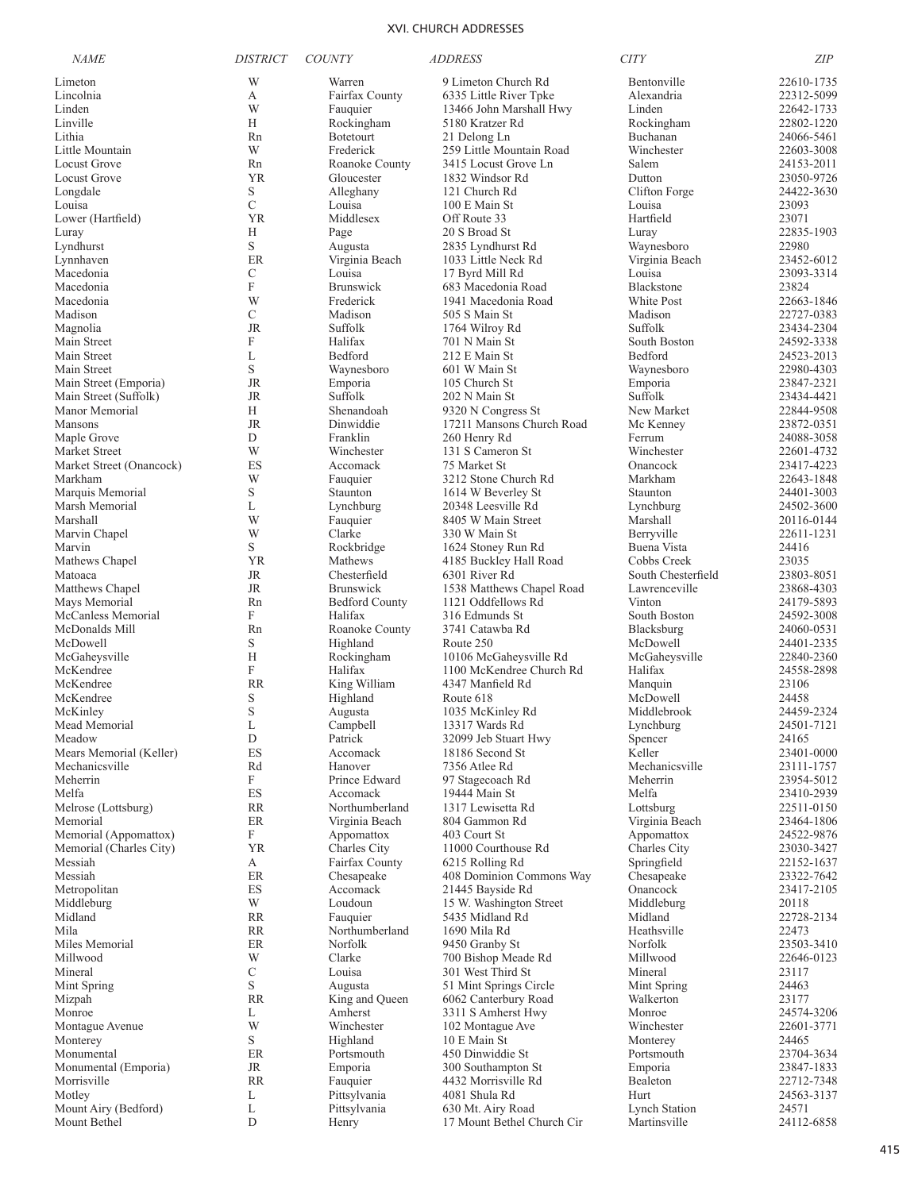## XVI. CHURCH ADDRESSES

| NAME | DISTRICT | COUNTY | ADDRESS | CITY | ZIP |
|---|---|---|---|---|---|
| Limeton | W | Warren | 9 Limeton Church Rd | Bentonville | 22610-1735 |
| Lincolnia | A | Fairfax County | 6335 Little River Tpke | Alexandria | 22312-5099 |
| Linden | W | Fauquier | 13466 John Marshall Hwy | Linden | 22642-1733 |
| Linville | H | Rockingham | 5180 Kratzer Rd | Rockingham | 22802-1220 |
| Lithia | Rn | Botetourt | 21 Delong Ln | Buchanan | 24066-5461 |
| Little Mountain | W | Frederick | 259 Little Mountain Road | Winchester | 22603-3008 |
| Locust Grove | Rn | Roanoke County | 3415 Locust Grove Ln | Salem | 24153-2011 |
| Locust Grove | YR | Gloucester | 1832 Windsor Rd | Dutton | 23050-9726 |
| Longdale | S | Alleghany | 121 Church Rd | Clifton Forge | 24422-3630 |
| Louisa | C | Louisa | 100 E Main St | Louisa | 23093 |
| Lower (Hartfield) | YR | Middlesex | Off Route 33 | Hartfield | 23071 |
| Luray | H | Page | 20 S Broad St | Luray | 22835-1903 |
| Lyndhurst | S | Augusta | 2835 Lyndhurst Rd | Waynesboro | 22980 |
| Lynnhaven | ER | Virginia Beach | 1033 Little Neck Rd | Virginia Beach | 23452-6012 |
| Macedonia | C | Louisa | 17 Byrd Mill Rd | Louisa | 23093-3314 |
| Macedonia | F | Brunswick | 683 Macedonia Road | Blackstone | 23824 |
| Macedonia | W | Frederick | 1941 Macedonia Road | White Post | 22663-1846 |
| Madison | C | Madison | 505 S Main St | Madison | 22727-0383 |
| Magnolia | JR | Suffolk | 1764 Wilroy Rd | Suffolk | 23434-2304 |
| Main Street | F | Halifax | 701 N Main St | South Boston | 24592-3338 |
| Main Street | L | Bedford | 212 E Main St | Bedford | 24523-2013 |
| Main Street | S | Waynesboro | 601 W Main St | Waynesboro | 22980-4303 |
| Main Street (Emporia) | JR | Emporia | 105 Church St | Emporia | 23847-2321 |
| Main Street (Suffolk) | JR | Suffolk | 202 N Main St | Suffolk | 23434-4421 |
| Manor Memorial | H | Shenandoah | 9320 N Congress St | New Market | 22844-9508 |
| Mansons | JR | Dinwiddie | 17211 Mansons Church Road | Mc Kenney | 23872-0351 |
| Maple Grove | D | Franklin | 260 Henry Rd | Ferrum | 24088-3058 |
| Market Street | W | Winchester | 131 S Cameron St | Winchester | 22601-4732 |
| Market Street (Onancock) | ES | Accomack | 75 Market St | Onancock | 23417-4223 |
| Markham | W | Fauquier | 3212 Stone Church Rd | Markham | 22643-1848 |
| Marquis Memorial | S | Staunton | 1614 W Beverley St | Staunton | 24401-3003 |
| Marsh Memorial | L | Lynchburg | 20348 Leesville Rd | Lynchburg | 24502-3600 |
| Marshall | W | Fauquier | 8405 W Main Street | Marshall | 20116-0144 |
| Marvin Chapel | W | Clarke | 330 W Main St | Berryville | 22611-1231 |
| Marvin | S | Rockbridge | 1624 Stoney Run Rd | Buena Vista | 24416 |
| Mathews Chapel | YR | Mathews | 4185 Buckley Hall Road | Cobbs Creek | 23035 |
| Matoaca | JR | Chesterfield | 6301 River Rd | South Chesterfield | 23803-8051 |
| Matthews Chapel | JR | Brunswick | 1538 Matthews Chapel Road | Lawrenceville | 23868-4303 |
| Mays Memorial | Rn | Bedford County | 1121 Oddfellows Rd | Vinton | 24179-5893 |
| McCanless Memorial | F | Halifax | 316 Edmunds St | South Boston | 24592-3008 |
| McDonalds Mill | Rn | Roanoke County | 3741 Catawba Rd | Blacksburg | 24060-0531 |
| McDowell | S | Highland | Route 250 | McDowell | 24401-2335 |
| McGaheysville | H | Rockingham | 10106 McGaheysville Rd | McGaheysville | 22840-2360 |
| McKendree | F | Halifax | 1100 McKendree Church Rd | Halifax | 24558-2898 |
| McKendree | RR | King William | 4347 Manfield Rd | Manquin | 23106 |
| McKendree | S | Highland | Route 618 | McDowell | 24458 |
| McKinley | S | Augusta | 1035 McKinley Rd | Middlebrook | 24459-2324 |
| Mead Memorial | L | Campbell | 13317 Wards Rd | Lynchburg | 24501-7121 |
| Meadow | D | Patrick | 32099 Jeb Stuart Hwy | Spencer | 24165 |
| Mears Memorial (Keller) | ES | Accomack | 18186 Second St | Keller | 23401-0000 |
| Mechanicsville | Rd | Hanover | 7356 Atlee Rd | Mechanicsville | 23111-1757 |
| Meherrin | F | Prince Edward | 97 Stagecoach Rd | Meherrin | 23954-5012 |
| Melfa | ES | Accomack | 19444 Main St | Melfa | 23410-2939 |
| Melrose (Lottsburg) | RR | Northumberland | 1317 Lewisetta Rd | Lottsburg | 22511-0150 |
| Memorial | ER | Virginia Beach | 804 Gammon Rd | Virginia Beach | 23464-1806 |
| Memorial (Appomattox) | F | Appomattox | 403 Court St | Appomattox | 24522-9876 |
| Memorial (Charles City) | YR | Charles City | 11000 Courthouse Rd | Charles City | 23030-3427 |
| Messiah | A | Fairfax County | 6215 Rolling Rd | Springfield | 22152-1637 |
| Messiah | ER | Chesapeake | 408 Dominion Commons Way | Chesapeake | 23322-7642 |
| Metropolitan | ES | Accomack | 21445 Bayside Rd | Onancock | 23417-2105 |
| Middleburg | W | Loudoun | 15 W. Washington Street | Middleburg | 20118 |
| Midland | RR | Fauquier | 5435 Midland Rd | Midland | 22728-2134 |
| Mila | RR | Northumberland | 1690 Mila Rd | Heathsville | 22473 |
| Miles Memorial | ER | Norfolk | 9450 Granby St | Norfolk | 23503-3410 |
| Millwood | W | Clarke | 700 Bishop Meade Rd | Millwood | 22646-0123 |
| Mineral | C | Louisa | 301 West Third St | Mineral | 23117 |
| Mint Spring | S | Augusta | 51 Mint Springs Circle | Mint Spring | 24463 |
| Mizpah | RR | King and Queen | 6062 Canterbury Road | Walkerton | 23177 |
| Monroe | L | Amherst | 3311 S Amherst Hwy | Monroe | 24574-3206 |
| Montague Avenue | W | Winchester | 102 Montague Ave | Winchester | 22601-3771 |
| Monterey | S | Highland | 10 E Main St | Monterey | 24465 |
| Monumental | ER | Portsmouth | 450 Dinwiddie St | Portsmouth | 23704-3634 |
| Monumental (Emporia) | JR | Emporia | 300 Southampton St | Emporia | 23847-1833 |
| Morrisville | RR | Fauquier | 4432 Morrisville Rd | Bealeton | 22712-7348 |
| Motley | L | Pittsylvania | 4081 Shula Rd | Hurt | 24563-3137 |
| Mount Airy (Bedford) | L | Pittsylvania | 630 Mt. Airy Road | Lynch Station | 24571 |
| Mount Bethel | D | Henry | 17 Mount Bethel Church Cir | Martinsville | 24112-6858 |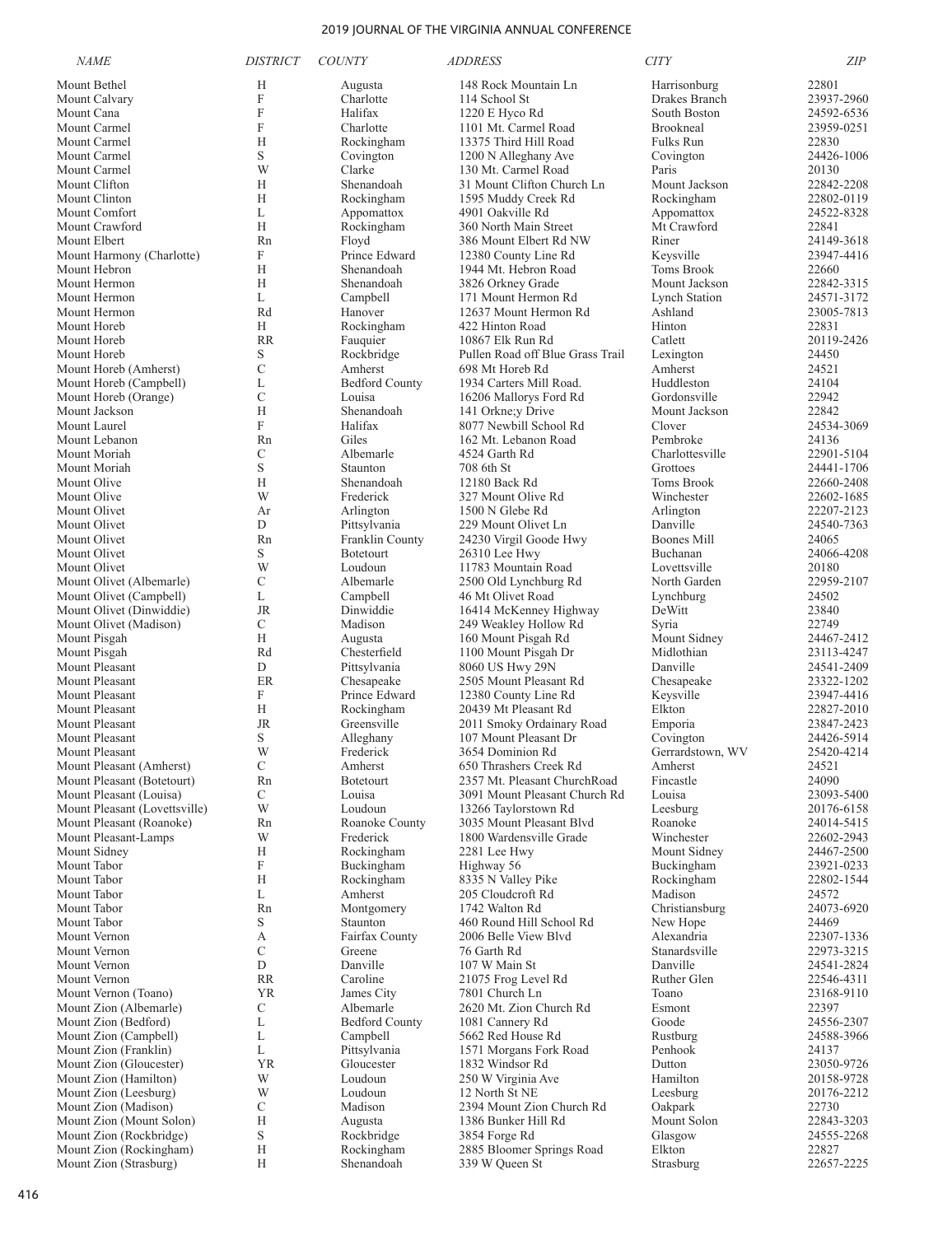| NAME | DISTRICT | COUNTY | ADDRESS | CITY | ZIP |
|---|---|---|---|---|---|
| Mount Bethel | H | Augusta | 148 Rock Mountain Ln | Harrisonburg | 22801 |
| Mount Calvary | F | Charlotte | 114 School St | Drakes Branch | 23937-2960 |
| Mount Cana | F | Halifax | 1220 E Hyco Rd | South Boston | 24592-6536 |
| Mount Carmel | F | Charlotte | 1101 Mt. Carmel Road | Brookneal | 23959-0251 |
| Mount Carmel | H | Rockingham | 13375 Third Hill Road | Fulks Run | 22830 |
| Mount Carmel | S | Covington | 1200 N Alleghany Ave | Covington | 24426-1006 |
| Mount Carmel | W | Clarke | 130 Mt. Carmel Road | Paris | 20130 |
| Mount Clifton | H | Shenandoah | 31 Mount Clifton Church Ln | Mount Jackson | 22842-2208 |
| Mount Clinton | H | Rockingham | 1595 Muddy Creek Rd | Rockingham | 22802-0119 |
| Mount Comfort | L | Appomattox | 4901 Oakville Rd | Appomattox | 24522-8328 |
| Mount Crawford | H | Rockingham | 360 North Main Street | Mt Crawford | 22841 |
| Mount Elbert | Rn | Floyd | 386 Mount Elbert Rd NW | Riner | 24149-3618 |
| Mount Harmony (Charlotte) | F | Prince Edward | 12380 County Line Rd | Keysville | 23947-4416 |
| Mount Hebron | H | Shenandoah | 1944 Mt. Hebron Road | Toms Brook | 22660 |
| Mount Hermon | H | Shenandoah | 3826 Orkney Grade | Mount Jackson | 22842-3315 |
| Mount Hermon | L | Campbell | 171 Mount Hermon Rd | Lynch Station | 24571-3172 |
| Mount Hermon | Rd | Hanover | 12637 Mount Hermon Rd | Ashland | 23005-7813 |
| Mount Horeb | H | Rockingham | 422 Hinton Road | Hinton | 22831 |
| Mount Horeb | RR | Fauquier | 10867 Elk Run Rd | Catlett | 20119-2426 |
| Mount Horeb | S | Rockbridge | Pullen Road off Blue Grass Trail | Lexington | 24450 |
| Mount Horeb (Amherst) | C | Amherst | 698 Mt Horeb Rd | Amherst | 24521 |
| Mount Horeb (Campbell) | L | Bedford County | 1934 Carters Mill Road. | Huddleston | 24104 |
| Mount Horeb (Orange) | C | Louisa | 16206 Mallorys Ford Rd | Gordonsville | 22942 |
| Mount Jackson | H | Shenandoah | 141 Orkne;y Drive | Mount Jackson | 22842 |
| Mount Laurel | F | Halifax | 8077 Newbill School Rd | Clover | 24534-3069 |
| Mount Lebanon | Rn | Giles | 162 Mt. Lebanon Road | Pembroke | 24136 |
| Mount Moriah | C | Albemarle | 4524 Garth Rd | Charlottesville | 22901-5104 |
| Mount Moriah | S | Staunton | 708 6th St | Grottoes | 24441-1706 |
| Mount Olive | H | Shenandoah | 12180 Back Rd | Toms Brook | 22660-2408 |
| Mount Olive | W | Frederick | 327 Mount Olive Rd | Winchester | 22602-1685 |
| Mount Olivet | Ar | Arlington | 1500 N Glebe Rd | Arlington | 22207-2123 |
| Mount Olivet | D | Pittsylvania | 229 Mount Olivet Ln | Danville | 24540-7363 |
| Mount Olivet | Rn | Franklin County | 24230 Virgil Goode Hwy | Boones Mill | 24065 |
| Mount Olivet | S | Botetourt | 26310 Lee Hwy | Buchanan | 24066-4208 |
| Mount Olivet | W | Loudoun | 11783 Mountain Road | Lovettsville | 20180 |
| Mount Olivet (Albemarle) | C | Albemarle | 2500 Old Lynchburg Rd | North Garden | 22959-2107 |
| Mount Olivet (Campbell) | L | Campbell | 46 Mt Olivet Road | Lynchburg | 24502 |
| Mount Olivet (Dinwiddie) | JR | Dinwiddie | 16414 McKenney Highway | DeWitt | 23840 |
| Mount Olivet (Madison) | C | Madison | 249 Weakley Hollow Rd | Syria | 22749 |
| Mount Pisgah | H | Augusta | 160 Mount Pisgah Rd | Mount Sidney | 24467-2412 |
| Mount Pisgah | Rd | Chesterfield | 1100 Mount Pisgah Dr | Midlothian | 23113-4247 |
| Mount Pleasant | D | Pittsylvania | 8060 US Hwy 29N | Danville | 24541-2409 |
| Mount Pleasant | ER | Chesapeake | 2505 Mount Pleasant Rd | Chesapeake | 23322-1202 |
| Mount Pleasant | F | Prince Edward | 12380 County Line Rd | Keysville | 23947-4416 |
| Mount Pleasant | H | Rockingham | 20439 Mt Pleasant Rd | Elkton | 22827-2010 |
| Mount Pleasant | JR | Greensville | 2011 Smoky Ordainary Road | Emporia | 23847-2423 |
| Mount Pleasant | S | Alleghany | 107 Mount Pleasant Dr | Covington | 24426-5914 |
| Mount Pleasant | W | Frederick | 3654 Dominion Rd | Gerrardstown, WV | 25420-4214 |
| Mount Pleasant (Amherst) | C | Amherst | 650 Thrashers Creek Rd | Amherst | 24521 |
| Mount Pleasant (Botetourt) | Rn | Botetourt | 2357 Mt. Pleasant ChurchRoad | Fincastle | 24090 |
| Mount Pleasant (Louisa) | C | Louisa | 3091 Mount Pleasant Church Rd | Louisa | 23093-5400 |
| Mount Pleasant (Lovettsville) | W | Loudoun | 13266 Taylorstown Rd | Leesburg | 20176-6158 |
| Mount Pleasant (Roanoke) | Rn | Roanoke County | 3035 Mount Pleasant Blvd | Roanoke | 24014-5415 |
| Mount Pleasant-Lamps | W | Frederick | 1800 Wardensville Grade | Winchester | 22602-2943 |
| Mount Sidney | H | Rockingham | 2281 Lee Hwy | Mount Sidney | 24467-2500 |
| Mount Tabor | F | Buckingham | Highway 56 | Buckingham | 23921-0233 |
| Mount Tabor | H | Rockingham | 8335 N Valley Pike | Rockingham | 22802-1544 |
| Mount Tabor | L | Amherst | 205 Cloudcroft Rd | Madison | 24572 |
| Mount Tabor | Rn | Montgomery | 1742 Walton Rd | Christiansburg | 24073-6920 |
| Mount Tabor | S | Staunton | 460 Round Hill School Rd | New Hope | 24469 |
| Mount Vernon | A | Fairfax County | 2006 Belle View Blvd | Alexandria | 22307-1336 |
| Mount Vernon | C | Greene | 76 Garth Rd | Stanardsville | 22973-3215 |
| Mount Vernon | D | Danville | 107 W Main St | Danville | 24541-2824 |
| Mount Vernon | RR | Caroline | 21075 Frog Level Rd | Ruther Glen | 22546-4311 |
| Mount Vernon (Toano) | YR | James City | 7801 Church Ln | Toano | 23168-9110 |
| Mount Zion (Albemarle) | C | Albemarle | 2620 Mt. Zion Church Rd | Esmont | 22397 |
| Mount Zion (Bedford) | L | Bedford County | 1081 Cannery Rd | Goode | 24556-2307 |
| Mount Zion (Campbell) | L | Campbell | 5662 Red House Rd | Rustburg | 24588-3966 |
| Mount Zion (Franklin) | L | Pittsylvania | 1571 Morgans Fork Road | Penhook | 24137 |
| Mount Zion (Gloucester) | YR | Gloucester | 1832 Windsor Rd | Dutton | 23050-9726 |
| Mount Zion (Hamilton) | W | Loudoun | 250 W Virginia Ave | Hamilton | 20158-9728 |
| Mount Zion (Leesburg) | W | Loudoun | 12 North St NE | Leesburg | 20176-2212 |
| Mount Zion (Madison) | C | Madison | 2394 Mount Zion Church Rd | Oakpark | 22730 |
| Mount Zion (Mount Solon) | H | Augusta | 1386 Bunker Hill Rd | Mount Solon | 22843-3203 |
| Mount Zion (Rockbridge) | S | Rockbridge | 3854 Forge Rd | Glasgow | 24555-2268 |
| Mount Zion (Rockingham) | H | Rockingham | 2885 Bloomer Springs Road | Elkton | 22827 |
| Mount Zion (Strasburg) | H | Shenandoah | 339 W Queen St | Strasburg | 22657-2225 |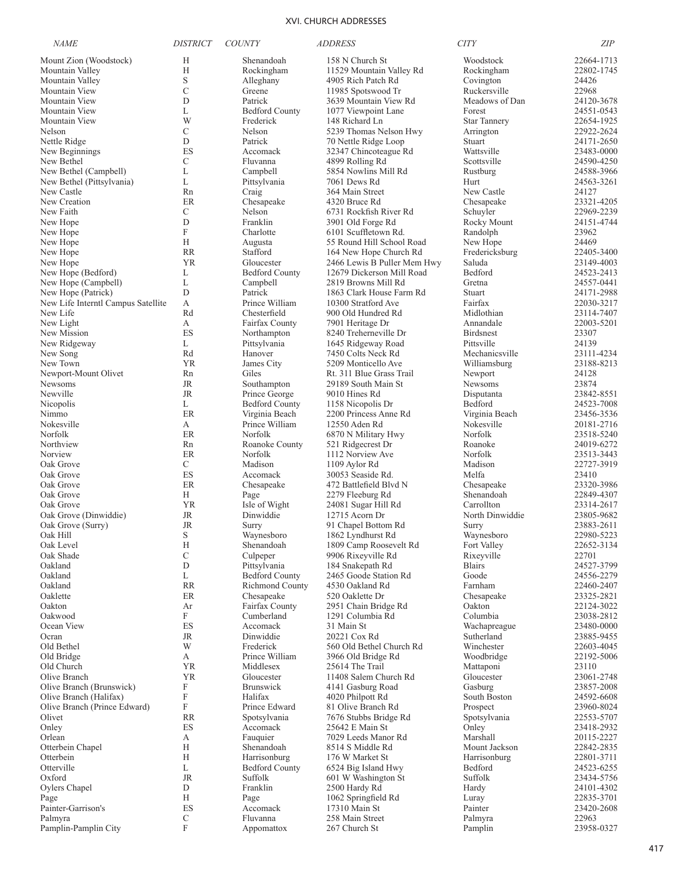## XVI. CHURCH ADDRESSES

| *NAME* | *DISTRICT* | *COUNTY* | *ADDRESS* | *CITY* | *ZIP* |
|---|---|---|---|---|---|
| Mount Zion (Woodstock) | H | Shenandoah | 158 N Church St | Woodstock | 22664-1713 |
| Mountain Valley | H | Rockingham | 11529 Mountain Valley Rd | Rockingham | 22802-1745 |
| Mountain Valley | S | Alleghany | 4905 Rich Patch Rd | Covington | 24426 |
| Mountain View | C | Greene | 11985 Spotswood Tr | Ruckersville | 22968 |
| Mountain View | D | Patrick | 3639 Mountain View Rd | Meadows of Dan | 24120-3678 |
| Mountain View | L | Bedford County | 1077 Viewpoint Lane | Forest | 24551-0543 |
| Mountain View | W | Frederick | 148 Richard Ln | Star Tannery | 22654-1925 |
| Nelson | C | Nelson | 5239 Thomas Nelson Hwy | Arrington | 22922-2624 |
| Nettle Ridge | D | Patrick | 70 Nettle Ridge Loop | Stuart | 24171-2650 |
| New Beginnings | ES | Accomack | 32347 Chincoteague Rd | Wattsville | 23483-0000 |
| New Bethel | C | Fluvanna | 4899 Rolling Rd | Scottsville | 24590-4250 |
| New Bethel (Campbell) | L | Campbell | 5854 Nowlins Mill Rd | Rustburg | 24588-3966 |
| New Bethel (Pittsylvania) | L | Pittsylvania | 7061 Dews Rd | Hurt | 24563-3261 |
| New Castle | Rn | Craig | 364 Main Street | New Castle | 24127 |
| New Creation | ER | Chesapeake | 4320 Bruce Rd | Chesapeake | 23321-4205 |
| New Faith | C | Nelson | 6731 Rockfish River Rd | Schuyler | 22969-2239 |
| New Hope | D | Franklin | 3901 Old Forge Rd | Rocky Mount | 24151-4744 |
| New Hope | F | Charlotte | 6101 Scuffletown Rd. | Randolph | 23962 |
| New Hope | H | Augusta | 55 Round Hill School Road | New Hope | 24469 |
| New Hope | RR | Stafford | 164 New Hope Church Rd | Fredericksburg | 22405-3400 |
| New Hope | YR | Gloucester | 2466 Lewis B Puller Mem Hwy | Saluda | 23149-4003 |
| New Hope (Bedford) | L | Bedford County | 12679 Dickerson Mill Road | Bedford | 24523-2413 |
| New Hope (Campbell) | L | Campbell | 2819 Browns Mill Rd | Gretna | 24557-0441 |
| New Hope (Patrick) | D | Patrick | 1863 Clark House Farm Rd | Stuart | 24171-2988 |
| New Life Interntl Campus Satellite | A | Prince William | 10300 Stratford Ave | Fairfax | 22030-3217 |
| New Life | Rd | Chesterfield | 900 Old Hundred Rd | Midlothian | 23114-7407 |
| New Light | A | Fairfax County | 7901 Heritage Dr | Annandale | 22003-5201 |
| New Mission | ES | Northampton | 8240 Treherneville Dr | Birdsnest | 23307 |
| New Ridgeway | L | Pittsylvania | 1645 Ridgeway Road | Pittsville | 24139 |
| New Song | Rd | Hanover | 7450 Colts Neck Rd | Mechanicsville | 23111-4234 |
| New Town | YR | James City | 5209 Monticello Ave | Williamsburg | 23188-8213 |
| Newport-Mount Olivet | Rn | Giles | Rt. 311 Blue Grass Trail | Newport | 24128 |
| Newsoms | JR | Southampton | 29189 South Main St | Newsoms | 23874 |
| Newville | JR | Prince George | 9010 Hines Rd | Disputanta | 23842-8551 |
| Nicopolis | L | Bedford County | 1158 Nicopolis Dr | Bedford | 24523-7008 |
| Nimmo | ER | Virginia Beach | 2200 Princess Anne Rd | Virginia Beach | 23456-3536 |
| Nokesville | A | Prince William | 12550 Aden Rd | Nokesville | 20181-2716 |
| Norfolk | ER | Norfolk | 6870 N Military Hwy | Norfolk | 23518-5240 |
| Northview | Rn | Roanoke County | 521 Ridgecrest Dr | Roanoke | 24019-6272 |
| Norview | ER | Norfolk | 1112 Norview Ave | Norfolk | 23513-3443 |
| Oak Grove | C | Madison | 1109 Aylor Rd | Madison | 22727-3919 |
| Oak Grove | ES | Accomack | 30053 Seaside Rd. | Melfa | 23410 |
| Oak Grove | ER | Chesapeake | 472 Battlefield Blvd N | Chesapeake | 23320-3986 |
| Oak Grove | H | Page | 2279 Fleeburg Rd | Shenandoah | 22849-4307 |
| Oak Grove | YR | Isle of Wight | 24081 Sugar Hill Rd | Carrollton | 23314-2617 |
| Oak Grove (Dinwiddie) | JR | Dinwiddie | 12715 Acorn Dr | North Dinwiddie | 23805-9682 |
| Oak Grove (Surry) | JR | Surry | 91 Chapel Bottom Rd | Surry | 23883-2611 |
| Oak Hill | S | Waynesboro | 1862 Lyndhurst Rd | Waynesboro | 22980-5223 |
| Oak Level | H | Shenandoah | 1809 Camp Roosevelt Rd | Fort Valley | 22652-3134 |
| Oak Shade | C | Culpeper | 9906 Rixeyville Rd | Rixeyville | 22701 |
| Oakland | D | Pittsylvania | 184 Snakepath Rd | Blairs | 24527-3799 |
| Oakland | L | Bedford County | 2465 Goode Station Rd | Goode | 24556-2279 |
| Oakland | RR | Richmond County | 4530 Oakland Rd | Farnham | 22460-2407 |
| Oaklette | ER | Chesapeake | 520 Oaklette Dr | Chesapeake | 23325-2821 |
| Oakton | Ar | Fairfax County | 2951 Chain Bridge Rd | Oakton | 22124-3022 |
| Oakwood | F | Cumberland | 1291 Columbia Rd | Columbia | 23038-2812 |
| Ocean View | ES | Accomack | 31 Main St | Wachapreague | 23480-0000 |
| Ocran | JR | Dinwiddie | 20221 Cox Rd | Sutherland | 23885-9455 |
| Old Bethel | W | Frederick | 560 Old Bethel Church Rd | Winchester | 22603-4045 |
| Old Bridge | A | Prince William | 3966 Old Bridge Rd | Woodbridge | 22192-5006 |
| Old Church | YR | Middlesex | 25614 The Trail | Mattaponi | 23110 |
| Olive Branch | YR | Gloucester | 11408 Salem Church Rd | Gloucester | 23061-2748 |
| Olive Branch (Brunswick) | F | Brunswick | 4141 Gasburg Road | Gasburg | 23857-2008 |
| Olive Branch (Halifax) | F | Halifax | 4020 Philpott Rd | South Boston | 24592-6608 |
| Olive Branch (Prince Edward) | F | Prince Edward | 81 Olive Branch Rd | Prospect | 23960-8024 |
| Olivet | RR | Spotsylvania | 7676 Stubbs Bridge Rd | Spotsylvania | 22553-5707 |
| Onley | ES | Accomack | 25642 E Main St | Onley | 23418-2932 |
| Orlean | A | Fauquier | 7029 Leeds Manor Rd | Marshall | 20115-2227 |
| Otterbein Chapel | H | Shenandoah | 8514 S Middle Rd | Mount Jackson | 22842-2835 |
| Otterbein | H | Harrisonburg | 176 W Market St | Harrisonburg | 22801-3711 |
| Otterville | L | Bedford County | 6524 Big Island Hwy | Bedford | 24523-6255 |
| Oxford | JR | Suffolk | 601 W Washington St | Suffolk | 23434-5756 |
| Oylers Chapel | D | Franklin | 2500 Hardy Rd | Hardy | 24101-4302 |
| Page | H | Page | 1062 Springfield Rd | Luray | 22835-3701 |
| Painter-Garrison's | ES | Accomack | 17310 Main St | Painter | 23420-2608 |
| Palmyra | C | Fluvanna | 258 Main Street | Palmyra | 22963 |
| Pamplin-Pamplin City | F | Appomattox | 267 Church St | Pamplin | 23958-0327 |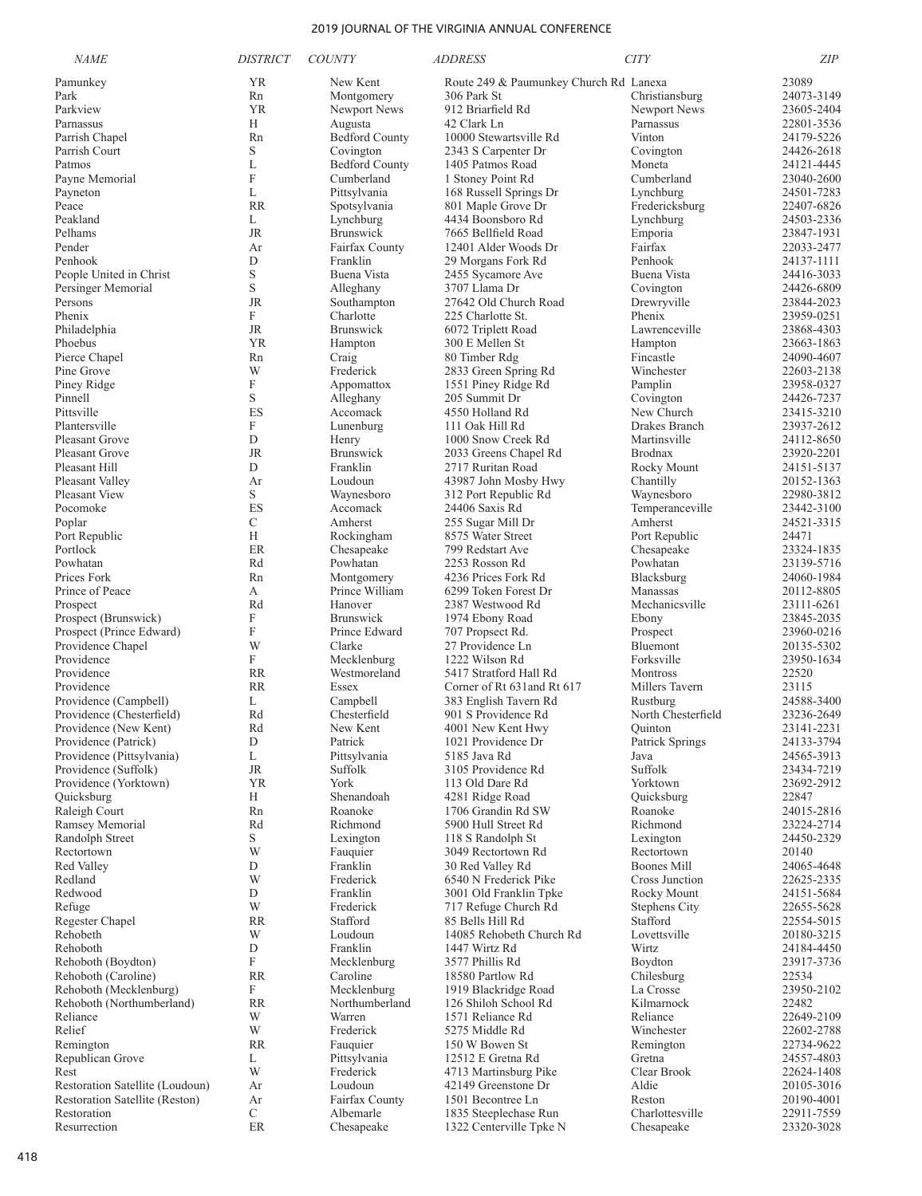| NAME | DISTRICT | COUNTY | ADDRESS | CITY | ZIP |
|---|---|---|---|---|---|
| Pamunkey | YR | New Kent | Route 249 & Paumunkey Church Rd | Lanexa | 23089 |
| Park | Rn | Montgomery | 306 Park St | Christiansburg | 24073-3149 |
| Parkview | YR | Newport News | 912 Briarfield Rd | Newport News | 23605-2404 |
| Parnassus | H | Augusta | 42 Clark Ln | Parnassus | 22801-3536 |
| Parrish Chapel | Rn | Bedford County | 10000 Stewartsville Rd | Vinton | 24179-5226 |
| Parrish Court | S | Covington | 2343 S Carpenter Dr | Covington | 24426-2618 |
| Patmos | L | Bedford County | 1405 Patmos Road | Moneta | 24121-4445 |
| Payne Memorial | F | Cumberland | 1 Stoney Point Rd | Cumberland | 23040-2600 |
| Payneton | L | Pittsylvania | 168 Russell Springs Dr | Lynchburg | 24501-7283 |
| Peace | RR | Spotsylvania | 801 Maple Grove Dr | Fredericksburg | 22407-6826 |
| Peakland | L | Lynchburg | 4434 Boonsboro Rd | Lynchburg | 24503-2336 |
| Pelhams | JR | Brunswick | 7665 Bellfield Road | Emporia | 23847-1931 |
| Pender | Ar | Fairfax County | 12401 Alder Woods Dr | Fairfax | 22033-2477 |
| Penhook | D | Franklin | 29 Morgans Fork Rd | Penhook | 24137-1111 |
| People United in Christ | S | Buena Vista | 2455 Sycamore Ave | Buena Vista | 24416-3033 |
| Persinger Memorial | S | Alleghany | 3707 Llama Dr | Covington | 24426-6809 |
| Persons | JR | Southampton | 27642 Old Church Road | Drewryville | 23844-2023 |
| Phenix | F | Charlotte | 225 Charlotte St. | Phenix | 23959-0251 |
| Philadelphia | JR | Brunswick | 6072 Triplett Road | Lawrenceville | 23868-4303 |
| Phoebus | YR | Hampton | 300 E Mellen St | Hampton | 23663-1863 |
| Pierce Chapel | Rn | Craig | 80 Timber Rdg | Fincastle | 24090-4607 |
| Pine Grove | W | Frederick | 2833 Green Spring Rd | Winchester | 22603-2138 |
| Piney Ridge | F | Appomattox | 1551 Piney Ridge Rd | Pamplin | 23958-0327 |
| Pinnell | S | Alleghany | 205 Summit Dr | Covington | 24426-7237 |
| Pittsville | ES | Accomack | 4550 Holland Rd | New Church | 23415-3210 |
| Plantersville | F | Lunenburg | 111 Oak Hill Rd | Drakes Branch | 23937-2612 |
| Pleasant Grove | D | Henry | 1000 Snow Creek Rd | Martinsville | 24112-8650 |
| Pleasant Grove | JR | Brunswick | 2033 Greens Chapel Rd | Brodnax | 23920-2201 |
| Pleasant Hill | D | Franklin | 2717 Ruritan Road | Rocky Mount | 24151-5137 |
| Pleasant Valley | Ar | Loudoun | 43987 John Mosby Hwy | Chantilly | 20152-1363 |
| Pleasant View | S | Waynesboro | 312 Port Republic Rd | Waynesboro | 22980-3812 |
| Pocomoke | ES | Accomack | 24406 Saxis Rd | Temperanceville | 23442-3100 |
| Poplar | C | Amherst | 255 Sugar Mill Dr | Amherst | 24521-3315 |
| Port Republic | H | Rockingham | 8575 Water Street | Port Republic | 24471 |
| Portlock | ER | Chesapeake | 799 Redstart Ave | Chesapeake | 23324-1835 |
| Powhatan | Rd | Powhatan | 2253 Rosson Rd | Powhatan | 23139-5716 |
| Prices Fork | Rn | Montgomery | 4236 Prices Fork Rd | Blacksburg | 24060-1984 |
| Prince of Peace | A | Prince William | 6299 Token Forest Dr | Manassas | 20112-8805 |
| Prospect | Rd | Hanover | 2387 Westwood Rd | Mechanicsville | 23111-6261 |
| Prospect (Brunswick) | F | Brunswick | 1974 Ebony Road | Ebony | 23845-2035 |
| Prospect (Prince Edward) | F | Prince Edward | 707 Propsect Rd. | Prospect | 23960-0216 |
| Providence Chapel | W | Clarke | 27 Providence Ln | Bluemont | 20135-5302 |
| Providence | F | Mecklenburg | 1222 Wilson Rd | Forksville | 23950-1634 |
| Providence | RR | Westmoreland | 5417 Stratford Hall Rd | Montross | 22520 |
| Providence | RR | Essex | Corner of Rt 631and Rt 617 | Millers Tavern | 23115 |
| Providence (Campbell) | L | Campbell | 383 English Tavern Rd | Rustburg | 24588-3400 |
| Providence (Chesterfield) | Rd | Chesterfield | 901 S Providence Rd | North Chesterfield | 23236-2649 |
| Providence (New Kent) | Rd | New Kent | 4001 New Kent Hwy | Quinton | 23141-2231 |
| Providence (Patrick) | D | Patrick | 1021 Providence Dr | Patrick Springs | 24133-3794 |
| Providence (Pittsylvania) | L | Pittsylvania | 5185 Java Rd | Java | 24565-3913 |
| Providence (Suffolk) | JR | Suffolk | 3105 Providence Rd | Suffolk | 23434-7219 |
| Providence (Yorktown) | YR | York | 113 Old Dare Rd | Yorktown | 23692-2912 |
| Quicksburg | H | Shenandoah | 4281 Ridge Road | Quicksburg | 22847 |
| Raleigh Court | Rn | Roanoke | 1706 Grandin Rd SW | Roanoke | 24015-2816 |
| Ramsey Memorial | Rd | Richmond | 5900 Hull Street Rd | Richmond | 23224-2714 |
| Randolph Street | S | Lexington | 118 S Randolph St | Lexington | 24450-2329 |
| Rectortown | W | Fauquier | 3049 Rectortown Rd | Rectortown | 20140 |
| Red Valley | D | Franklin | 30 Red Valley Rd | Boones Mill | 24065-4648 |
| Redland | W | Frederick | 6540 N Frederick Pike | Cross Junction | 22625-2335 |
| Redwood | D | Franklin | 3001 Old Franklin Tpke | Rocky Mount | 24151-5684 |
| Refuge | W | Frederick | 717 Refuge Church Rd | Stephens City | 22655-5628 |
| Regester Chapel | RR | Stafford | 85 Bells Hill Rd | Stafford | 22554-5015 |
| Rehobeth | W | Loudoun | 14085 Rehobeth Church Rd | Lovettsville | 20180-3215 |
| Rehoboth | D | Franklin | 1447 Wirtz Rd | Wirtz | 24184-4450 |
| Rehoboth (Boydton) | F | Mecklenburg | 3577 Phillis Rd | Boydton | 23917-3736 |
| Rehoboth (Caroline) | RR | Caroline | 18580 Partlow Rd | Chilesburg | 22534 |
| Rehoboth (Mecklenburg) | F | Mecklenburg | 1919 Blackridge Road | La Crosse | 23950-2102 |
| Rehoboth (Northumberland) | RR | Northumberland | 126 Shiloh School Rd | Kilmarnock | 22482 |
| Reliance | W | Warren | 1571 Reliance Rd | Reliance | 22649-2109 |
| Relief | W | Frederick | 5275 Middle Rd | Winchester | 22602-2788 |
| Remington | RR | Fauquier | 150 W Bowen St | Remington | 22734-9622 |
| Republican Grove | L | Pittsylvania | 12512 E Gretna Rd | Gretna | 24557-4803 |
| Rest | W | Frederick | 4713 Martinsburg Pike | Clear Brook | 22624-1408 |
| Restoration Satellite (Loudoun) | Ar | Loudoun | 42149 Greenstone Dr | Aldie | 20105-3016 |
| Restoration Satellite (Reston) | Ar | Fairfax County | 1501 Becontree Ln | Reston | 20190-4001 |
| Restoration | C | Albemarle | 1835 Steeplechase Run | Charlottesville | 22911-7559 |
| Resurrection | ER | Chesapeake | 1322 Centerville Tpke N | Chesapeake | 23320-3028 |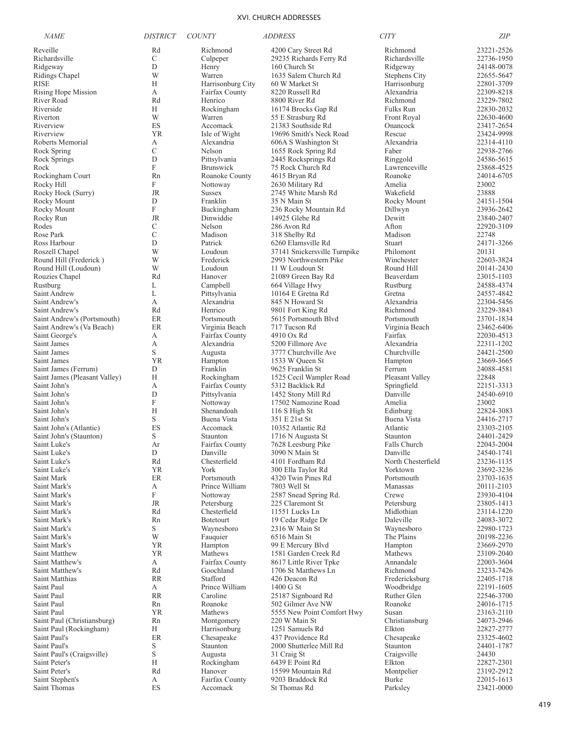## XVI. CHURCH ADDRESSES

| NAME | DISTRICT | COUNTY | ADDRESS | CITY | ZIP |
|---|---|---|---|---|---|
| Reveille | Rd | Richmond | 4200 Cary Street Rd | Richmond | 23221-2526 |
| Richardsville | C | Culpeper | 29235 Richards Ferry Rd | Richardsville | 22736-1950 |
| Ridgeway | D | Henry | 160 Church St | Ridgeway | 24148-0078 |
| Ridings Chapel | W | Warren | 1635 Salem Church Rd | Stephens City | 22655-5647 |
| RISE | H | Harrisonburg City | 60 W Market St | Harrisonburg | 22801-3709 |
| Rising Hope Mission | A | Fairfax County | 8220 Russell Rd | Alexandria | 22309-8218 |
| River Road | Rd | Henrico | 8800 River Rd | Richmond | 23229-7802 |
| Riverside | H | Rockingham | 16174 Brocks Gap Rd | Fulks Run | 22830-2032 |
| Riverton | W | Warren | 55 E Strasburg Rd | Front Royal | 22630-4600 |
| Riverview | ES | Accomack | 21383 Southside Rd | Onancock | 23417-2654 |
| Riverview | YR | Isle of Wight | 19696 Smith's Neck Road | Rescue | 23424-9998 |
| Roberts Memorial | A | Alexandria | 606A S Washington St | Alexandria | 22314-4110 |
| Rock Spring | C | Nelson | 1655 Rock Spring Rd | Faber | 22938-2766 |
| Rock Springs | D | Pittsylvania | 2445 Rocksprings Rd | Ringgold | 24586-5615 |
| Rock | F | Brunswick | 75 Rock Church Rd | Lawrenceville | 23868-4525 |
| Rockingham Court | Rn | Roanoke County | 4615 Bryan Rd | Roanoke | 24014-6705 |
| Rocky Hill | F | Nottoway | 2630 Military Rd | Amelia | 23002 |
| Rocky Hock (Surry) | JR | Sussex | 2745 White Marsh Rd | Wakefield | 23888 |
| Rocky Mount | D | Franklin | 35 N Main St | Rocky Mount | 24151-1504 |
| Rocky Mount | F | Buckingham | 236 Rocky Mountain Rd | Dillwyn | 23936-2642 |
| Rocky Run | JR | Dinwiddie | 14925 Glebe Rd | Dewitt | 23840-2407 |
| Rodes | C | Nelson | 286 Avon Rd | Afton | 22920-3109 |
| Rose Park | C | Madison | 318 Shelby Rd | Madison | 22748 |
| Ross Harbour | D | Patrick | 6260 Elamsville Rd | Stuart | 24171-3266 |
| Roszell Chapel | W | Loudoun | 37141 Snickersville Turnpike | Philomont | 20131 |
| Round Hill (Frederick ) | W | Frederick | 2993 Northwestern Pike | Winchester | 22603-3824 |
| Round Hill (Loudoun) | W | Loudoun | 11 W Loudoun St | Round Hill | 20141-2430 |
| Rouzies Chapel | Rd | Hanover | 21089 Green Bay Rd | Beaverdam | 23015-1103 |
| Rustburg | L | Campbell | 664 Village Hwy | Rustburg | 24588-4374 |
| Saint Andrew | L | Pittsylvania | 10164 E Gretna Rd | Gretna | 24557-4842 |
| Saint Andrew's | A | Alexandria | 845 N Howard St | Alexandria | 22304-5456 |
| Saint Andrew's | Rd | Henrico | 9801 Fort King Rd | Richmond | 23229-3843 |
| Saint Andrew's (Portsmouth) | ER | Portsmouth | 5615 Portsmouth Blvd | Portsmouth | 23701-1834 |
| Saint Andrew's (Va Beach) | ER | Virginia Beach | 717 Tucson Rd | Virginia Beach | 23462-6406 |
| Saint George's | A | Fairfax County | 4910 Ox Rd | Fairfax | 22030-4513 |
| Saint James | A | Alexandria | 5200 Fillmore Ave | Alexandria | 22311-1202 |
| Saint James | S | Augusta | 3777 Churchville Ave | Churchville | 24421-2500 |
| Saint James | YR | Hampton | 1533 W Queen St | Hampton | 23669-3665 |
| Saint James (Ferrum) | D | Franklin | 9625 Franklin St | Ferrum | 24088-4581 |
| Saint James (Pleasant Valley) | H | Rockingham | 1525 Cecil Wampler Road | Pleasant Valley | 22848 |
| Saint John's | A | Fairfax County | 5312 Backlick Rd | Springfield | 22151-3313 |
| Saint John's | D | Pittsylvania | 1452 Stony Mill Rd | Danville | 24540-6910 |
| Saint John's | F | Nottoway | 17502 Namozine Road | Amelia | 23002 |
| Saint John's | H | Shenandoah | 116 S High St | Edinburg | 22824-3083 |
| Saint John's | S | Buena Vista | 351 E 21st St | Buena Vista | 24416-2717 |
| Saint John's (Atlantic) | ES | Accomack | 10352 Atlantic Rd | Atlantic | 23303-2105 |
| Saint John's (Staunton) | S | Staunton | 1716 N Augusta St | Staunton | 24401-2429 |
| Saint Luke's | Ar | Fairfax County | 7628 Leesburg Pike | Falls Church | 22043-2004 |
| Saint Luke's | D | Danville | 3090 N Main St | Danville | 24540-1741 |
| Saint Luke's | Rd | Chesterfield | 4101 Fordham Rd | North Chesterfield | 23236-1135 |
| Saint Luke's | YR | York | 300 Ella Taylor Rd | Yorktown | 23692-3236 |
| Saint Mark | ER | Portsmouth | 4320 Twin Pines Rd | Portsmouth | 23703-1635 |
| Saint Mark's | A | Prince William | 7803 Well St | Manassas | 20111-2103 |
| Saint Mark's | F | Nottoway | 2587 Snead Spring Rd. | Crewe | 23930-4104 |
| Saint Mark's | JR | Petersburg | 225 Claremont St | Petersburg | 23805-1413 |
| Saint Mark's | Rd | Chesterfield | 11551 Lucks Ln | Midlothian | 23114-1220 |
| Saint Mark's | Rn | Botetourt | 19 Cedar Ridge Dr | Daleville | 24083-3072 |
| Saint Mark's | S | Waynesboro | 2316 W Main St | Waynesboro | 22980-1723 |
| Saint Mark's | W | Fauquier | 6516 Main St | The Plains | 20198-2236 |
| Saint Mark's | YR | Hampton | 99 E Mercury Blvd | Hampton | 23669-2970 |
| Saint Matthew | YR | Mathews | 1581 Garden Creek Rd | Mathews | 23109-2040 |
| Saint Matthew's | A | Fairfax County | 8617 Little River Tpke | Annandale | 22003-3604 |
| Saint Matthew's | Rd | Goochland | 1706 St Matthews Ln | Richmond | 23233-7426 |
| Saint Matthias | RR | Stafford | 426 Deacon Rd | Fredericksburg | 22405-1718 |
| Saint Paul | A | Prince William | 1400 G St | Woodbridge | 22191-1605 |
| Saint Paul | RR | Caroline | 25187 Signboard Rd | Ruther Glen | 22546-3700 |
| Saint Paul | Rn | Roanoke | 502 Gilmer Ave NW | Roanoke | 24016-1715 |
| Saint Paul | YR | Mathews | 5555 New Point Comfort Hwy | Susan | 23163-2110 |
| Saint Paul (Christiansburg) | Rn | Montgomery | 220 W Main St | Christiansburg | 24073-2946 |
| Saint Paul (Rockingham) | H | Harrisonburg | 1251 Samuels Rd | Elkton | 22827-2777 |
| Saint Paul's | ER | Chesapeake | 437 Providence Rd | Chesapeake | 23325-4602 |
| Saint Paul's | S | Staunton | 2000 Shutterlee Mill Rd | Staunton | 24401-1787 |
| Saint Paul's (Craigsville) | S | Augusta | 31 Craig St | Craigsville | 24430 |
| Saint Peter's | H | Rockingham | 6439 E Point Rd | Elkton | 22827-2301 |
| Saint Peter's | Rd | Hanover | 15599 Mountain Rd | Montpelier | 23192-2912 |
| Saint Stephen's | A | Fairfax County | 9203 Braddock Rd | Burke | 22015-1613 |
| Saint Thomas | ES | Accomack | St Thomas Rd | Parksley | 23421-0000 |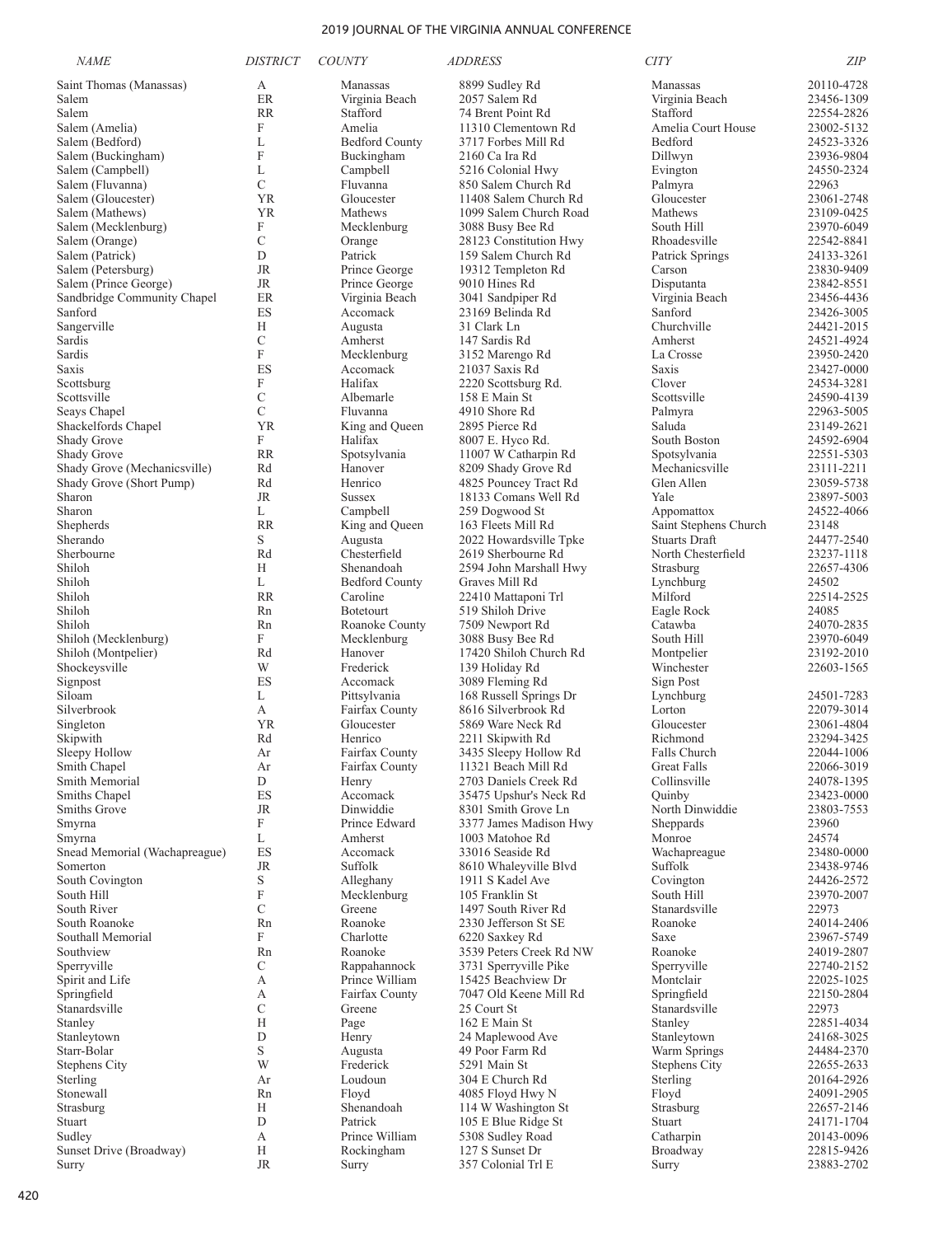| NAME | DISTRICT | COUNTY | ADDRESS | CITY | ZIP |
|---|---|---|---|---|---|
| Saint Thomas (Manassas) | A | Manassas | 8899 Sudley Rd | Manassas | 20110-4728 |
| Salem | ER | Virginia Beach | 2057 Salem Rd | Virginia Beach | 23456-1309 |
| Salem | RR | Stafford | 74 Brent Point Rd | Stafford | 22554-2826 |
| Salem (Amelia) | F | Amelia | 11310 Clementown Rd | Amelia Court House | 23002-5132 |
| Salem (Bedford) | L | Bedford County | 3717 Forbes Mill Rd | Bedford | 24523-3326 |
| Salem (Buckingham) | F | Buckingham | 2160 Ca Ira Rd | Dillwyn | 23936-9804 |
| Salem (Campbell) | L | Campbell | 5216 Colonial Hwy | Evington | 24550-2324 |
| Salem (Fluvanna) | C | Fluvanna | 850 Salem Church Rd | Palmyra | 22963 |
| Salem (Gloucester) | YR | Gloucester | 11408 Salem Church Rd | Gloucester | 23061-2748 |
| Salem (Mathews) | YR | Mathews | 1099 Salem Church Road | Mathews | 23109-0425 |
| Salem (Mecklenburg) | F | Mecklenburg | 3088 Busy Bee Rd | South Hill | 23970-6049 |
| Salem (Orange) | C | Orange | 28123 Constitution Hwy | Rhoadesville | 22542-8841 |
| Salem (Patrick) | D | Patrick | 159 Salem Church Rd | Patrick Springs | 24133-3261 |
| Salem (Petersburg) | JR | Prince George | 19312 Templeton Rd | Carson | 23830-9409 |
| Salem (Prince George) | JR | Prince George | 9010 Hines Rd | Disputanta | 23842-8551 |
| Sandbridge Community Chapel | ER | Virginia Beach | 3041 Sandpiper Rd | Virginia Beach | 23456-4436 |
| Sanford | ES | Accomack | 23169 Belinda Rd | Sanford | 23426-3005 |
| Sangerville | H | Augusta | 31 Clark Ln | Churchville | 24421-2015 |
| Sardis | C | Amherst | 147 Sardis Rd | Amherst | 24521-4924 |
| Sardis | F | Mecklenburg | 3152 Marengo Rd | La Crosse | 23950-2420 |
| Saxis | ES | Accomack | 21037 Saxis Rd | Saxis | 23427-0000 |
| Scottsburg | F | Halifax | 2220 Scottsburg Rd. | Clover | 24534-3281 |
| Scottsville | C | Albemarle | 158 E Main St | Scottsville | 24590-4139 |
| Seays Chapel | C | Fluvanna | 4910 Shore Rd | Palmyra | 22963-5005 |
| Shackelfords Chapel | YR | King and Queen | 2895 Pierce Rd | Saluda | 23149-2621 |
| Shady Grove | F | Halifax | 8007 E. Hyco Rd. | South Boston | 24592-6904 |
| Shady Grove | RR | Spotsylvania | 11007 W Catharpin Rd | Spotsylvania | 22551-5303 |
| Shady Grove (Mechanicsville) | Rd | Hanover | 8209 Shady Grove Rd | Mechanicsville | 23111-2211 |
| Shady Grove (Short Pump) | Rd | Henrico | 4825 Pouncey Tract Rd | Glen Allen | 23059-5738 |
| Sharon | JR | Sussex | 18133 Comans Well Rd | Yale | 23897-5003 |
| Sharon | L | Campbell | 259 Dogwood St | Appomattox | 24522-4066 |
| Shepherds | RR | King and Queen | 163 Fleets Mill Rd | Saint Stephens Church | 23148 |
| Sherando | S | Augusta | 2022 Howardsville Tpke | Stuarts Draft | 24477-2540 |
| Sherbourne | Rd | Chesterfield | 2619 Sherbourne Rd | North Chesterfield | 23237-1118 |
| Shiloh | H | Shenandoah | 2594 John Marshall Hwy | Strasburg | 22657-4306 |
| Shiloh | L | Bedford County | Graves Mill Rd | Lynchburg | 24502 |
| Shiloh | RR | Caroline | 22410 Mattaponi Trl | Milford | 22514-2525 |
| Shiloh | Rn | Botetourt | 519 Shiloh Drive | Eagle Rock | 24085 |
| Shiloh | Rn | Roanoke County | 7509 Newport Rd | Catawba | 24070-2835 |
| Shiloh (Mecklenburg) | F | Mecklenburg | 3088 Busy Bee Rd | South Hill | 23970-6049 |
| Shiloh (Montpelier) | Rd | Hanover | 17420 Shiloh Church Rd | Montpelier | 23192-2010 |
| Shockeysville | W | Frederick | 139 Holiday Rd | Winchester | 22603-1565 |
| Signpost | ES | Accomack | 3089 Fleming Rd | Sign Post | |
| Siloam | L | Pittsylvania | 168 Russell Springs Dr | Lynchburg | 24501-7283 |
| Silverbrook | A | Fairfax County | 8616 Silverbrook Rd | Lorton | 22079-3014 |
| Singleton | YR | Gloucester | 5869 Ware Neck Rd | Gloucester | 23061-4804 |
| Skipwith | Rd | Henrico | 2211 Skipwith Rd | Richmond | 23294-3425 |
| Sleepy Hollow | Ar | Fairfax County | 3435 Sleepy Hollow Rd | Falls Church | 22044-1006 |
| Smith Chapel | Ar | Fairfax County | 11321 Beach Mill Rd | Great Falls | 22066-3019 |
| Smith Memorial | D | Henry | 2703 Daniels Creek Rd | Collinsville | 24078-1395 |
| Smiths Chapel | ES | Accomack | 35475 Upshur's Neck Rd | Quinby | 23423-0000 |
| Smiths Grove | JR | Dinwiddie | 8301 Smith Grove Ln | North Dinwiddie | 23803-7553 |
| Smyrna | F | Prince Edward | 3377 James Madison Hwy | Sheppards | 23960 |
| Smyrna | L | Amherst | 1003 Matohoe Rd | Monroe | 24574 |
| Snead Memorial (Wachapreague) | ES | Accomack | 33016 Seaside Rd | Wachapreague | 23480-0000 |
| Somerton | JR | Suffolk | 8610 Whaleyville Blvd | Suffolk | 23438-9746 |
| South Covington | S | Alleghany | 1911 S Kadel Ave | Covington | 24426-2572 |
| South Hill | F | Mecklenburg | 105 Franklin St | South Hill | 23970-2007 |
| South River | C | Greene | 1497 South River Rd | Stanardsville | 22973 |
| South Roanoke | Rn | Roanoke | 2330 Jefferson St SE | Roanoke | 24014-2406 |
| Southall Memorial | F | Charlotte | 6220 Saxkey Rd | Saxe | 23967-5749 |
| Southview | Rn | Roanoke | 3539 Peters Creek Rd NW | Roanoke | 24019-2807 |
| Sperryville | C | Rappahannock | 3731 Sperryville Pike | Sperryville | 22740-2152 |
| Spirit and Life | A | Prince William | 15425 Beachview Dr | Montclair | 22025-1025 |
| Springfield | A | Fairfax County | 7047 Old Keene Mill Rd | Springfield | 22150-2804 |
| Stanardsville | C | Greene | 25 Court St | Stanardsville | 22973 |
| Stanley | H | Page | 162 E Main St | Stanley | 22851-4034 |
| Stanleytown | D | Henry | 24 Maplewood Ave | Stanleytown | 24168-3025 |
| Starr-Bolar | S | Augusta | 49 Poor Farm Rd | Warm Springs | 24484-2370 |
| Stephens City | W | Frederick | 5291 Main St | Stephens City | 22655-2633 |
| Sterling | Ar | Loudoun | 304 E Church Rd | Sterling | 20164-2926 |
| Stonewall | Rn | Floyd | 4085 Floyd Hwy N | Floyd | 24091-2905 |
| Strasburg | H | Shenandoah | 114 W Washington St | Strasburg | 22657-2146 |
| Stuart | D | Patrick | 105 E Blue Ridge St | Stuart | 24171-1704 |
| Sudley | A | Prince William | 5308 Sudley Road | Catharpin | 20143-0096 |
| Sunset Drive (Broadway) | H | Rockingham | 127 S Sunset Dr | Broadway | 22815-9426 |
| Surry | JR | Surry | 357 Colonial Trl E | Surry | 23883-2702 |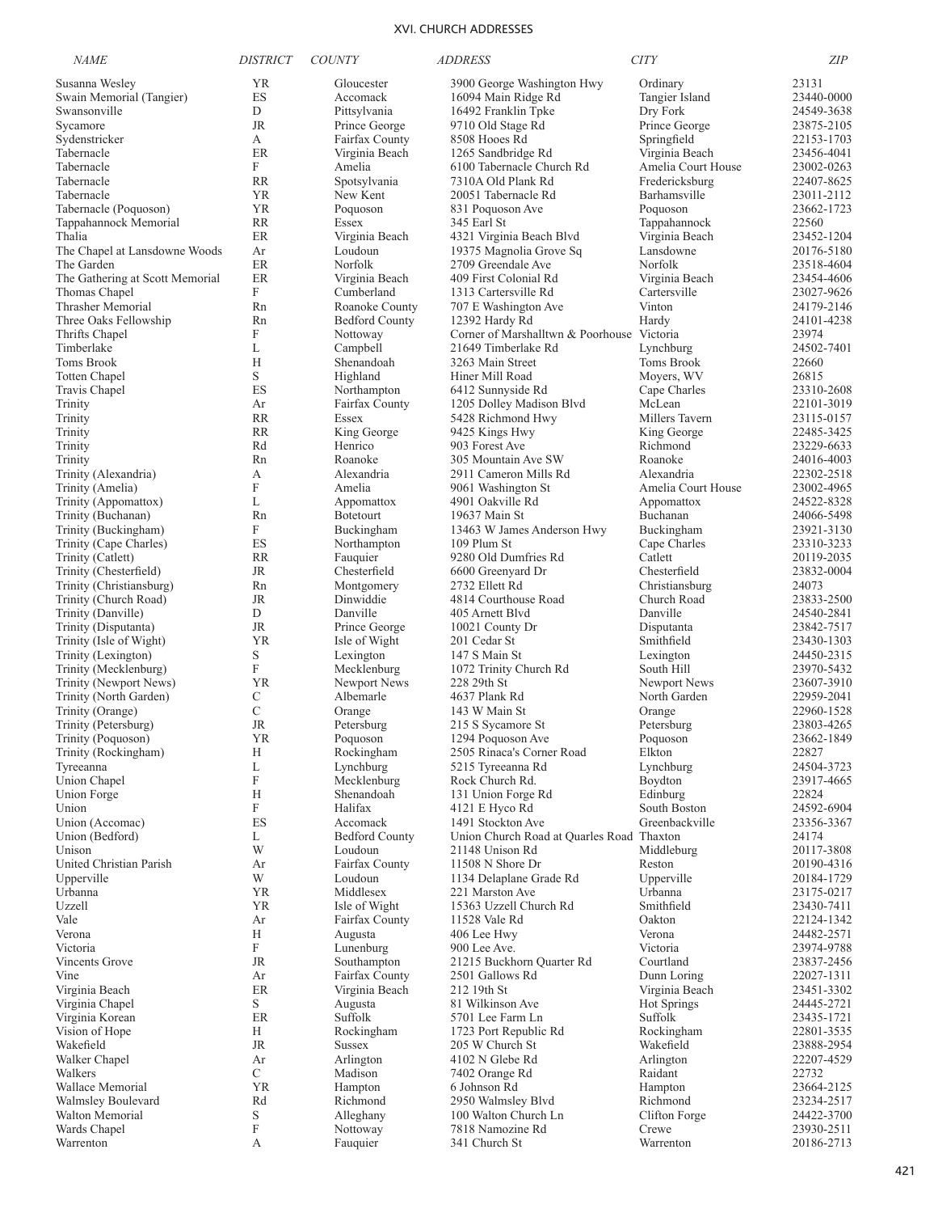## XVI. CHURCH ADDRESSES

| NAME | DISTRICT | COUNTY | ADDRESS | CITY | ZIP |
|---|---|---|---|---|---|
| Susanna Wesley | YR | Gloucester | 3900 George Washington Hwy | Ordinary | 23131 |
| Swain Memorial (Tangier) | ES | Accomack | 16094 Main Ridge Rd | Tangier Island | 23440-0000 |
| Swansonville | D | Pittsylvania | 16492 Franklin Tpke | Dry Fork | 24549-3638 |
| Sycamore | JR | Prince George | 9710 Old Stage Rd | Prince George | 23875-2105 |
| Sydenstricker | A | Fairfax County | 8508 Hooes Rd | Springfield | 22153-1703 |
| Tabernacle | ER | Virginia Beach | 1265 Sandbridge Rd | Virginia Beach | 23456-4041 |
| Tabernacle | F | Amelia | 6100 Tabernacle Church Rd | Amelia Court House | 23002-0263 |
| Tabernacle | RR | Spotsylvania | 7310A Old Plank Rd | Fredericksburg | 22407-8625 |
| Tabernacle | YR | New Kent | 20051 Tabernacle Rd | Barhamsville | 23011-2112 |
| Tabernacle (Poquoson) | YR | Poquoson | 831 Poquoson Ave | Poquoson | 23662-1723 |
| Tappahannock Memorial | RR | Essex | 345 Earl St | Tappahannock | 22560 |
| Thalia | ER | Virginia Beach | 4321 Virginia Beach Blvd | Virginia Beach | 23452-1204 |
| The Chapel at Lansdowne Woods | Ar | Loudoun | 19375 Magnolia Grove Sq | Lansdowne | 20176-5180 |
| The Garden | ER | Norfolk | 2709 Greendale Ave | Norfolk | 23518-4604 |
| The Gathering at Scott Memorial | ER | Virginia Beach | 409 First Colonial Rd | Virginia Beach | 23454-4606 |
| Thomas Chapel | F | Cumberland | 1313 Cartersville Rd | Cartersville | 23027-9626 |
| Thrasher Memorial | Rn | Roanoke County | 707 E Washington Ave | Vinton | 24179-2146 |
| Three Oaks Fellowship | Rn | Bedford County | 12392 Hardy Rd | Hardy | 24101-4238 |
| Thrifts Chapel | F | Nottoway | Corner of Marshalltwn & Poorhouse | Victoria | 23974 |
| Timberlake | L | Campbell | 21649 Timberlake Rd | Lynchburg | 24502-7401 |
| Toms Brook | H | Shenandoah | 3263 Main Street | Toms Brook | 22660 |
| Totten Chapel | S | Highland | Hiner Mill Road | Moyers, WV | 26815 |
| Travis Chapel | ES | Northampton | 6412 Sunnyside Rd | Cape Charles | 23310-2608 |
| Trinity | Ar | Fairfax County | 1205 Dolley Madison Blvd | McLean | 22101-3019 |
| Trinity | RR | Essex | 5428 Richmond Hwy | Millers Tavern | 23115-0157 |
| Trinity | RR | King George | 9425 Kings Hwy | King George | 22485-3425 |
| Trinity | Rd | Henrico | 903 Forest Ave | Richmond | 23229-6633 |
| Trinity | Rn | Roanoke | 305 Mountain Ave SW | Roanoke | 24016-4003 |
| Trinity (Alexandria) | A | Alexandria | 2911 Cameron Mills Rd | Alexandria | 22302-2518 |
| Trinity (Amelia) | F | Amelia | 9061 Washington St | Amelia Court House | 23002-4965 |
| Trinity (Appomattox) | L | Appomattox | 4901 Oakville Rd | Appomattox | 24522-8328 |
| Trinity (Buchanan) | Rn | Botetourt | 19637 Main St | Buchanan | 24066-5498 |
| Trinity (Buckingham) | F | Buckingham | 13463 W James Anderson Hwy | Buckingham | 23921-3130 |
| Trinity (Cape Charles) | ES | Northampton | 109 Plum St | Cape Charles | 23310-3233 |
| Trinity (Catlett) | RR | Fauquier | 9280 Old Dumfries Rd | Catlett | 20119-2035 |
| Trinity (Chesterfield) | JR | Chesterfield | 6600 Greenyard Dr | Chesterfield | 23832-0004 |
| Trinity (Christiansburg) | Rn | Montgomery | 2732 Ellett Rd | Christiansburg | 24073 |
| Trinity (Church Road) | JR | Dinwiddie | 4814 Courthouse Road | Church Road | 23833-2500 |
| Trinity (Danville) | D | Danville | 405 Arnett Blvd | Danville | 24540-2841 |
| Trinity (Disputanta) | JR | Prince George | 10021 County Dr | Disputanta | 23842-7517 |
| Trinity (Isle of Wight) | YR | Isle of Wight | 201 Cedar St | Smithfield | 23430-1303 |
| Trinity (Lexington) | S | Lexington | 147 S Main St | Lexington | 24450-2315 |
| Trinity (Mecklenburg) | F | Mecklenburg | 1072 Trinity Church Rd | South Hill | 23970-5432 |
| Trinity (Newport News) | YR | Newport News | 228 29th St | Newport News | 23607-3910 |
| Trinity (North Garden) | C | Albemarle | 4637 Plank Rd | North Garden | 22959-2041 |
| Trinity (Orange) | C | Orange | 143 W Main St | Orange | 22960-1528 |
| Trinity (Petersburg) | JR | Petersburg | 215 S Sycamore St | Petersburg | 23803-4265 |
| Trinity (Poquoson) | YR | Poquoson | 1294 Poquoson Ave | Poquoson | 23662-1849 |
| Trinity (Rockingham) | H | Rockingham | 2505 Rinaca's Corner Road | Elkton | 22827 |
| Tyreeanna | L | Lynchburg | 5215 Tyreeanna Rd | Lynchburg | 24504-3723 |
| Union Chapel | F | Mecklenburg | Rock Church Rd. | Boydton | 23917-4665 |
| Union Forge | H | Shenandoah | 131 Union Forge Rd | Edinburg | 22824 |
| Union | F | Halifax | 4121 E Hyco Rd | South Boston | 24592-6904 |
| Union (Accomac) | ES | Accomack | 1491 Stockton Ave | Greenbackville | 23356-3367 |
| Union (Bedford) | L | Bedford County | Union Church Road at Quarles Road | Thaxton | 24174 |
| Unison | W | Loudoun | 21148 Unison Rd | Middleburg | 20117-3808 |
| United Christian Parish | Ar | Fairfax County | 11508 N Shore Dr | Reston | 20190-4316 |
| Upperville | W | Loudoun | 1134 Delaplane Grade Rd | Upperville | 20184-1729 |
| Urbanna | YR | Middlesex | 221 Marston Ave | Urbanna | 23175-0217 |
| Uzzell | YR | Isle of Wight | 15363 Uzzell Church Rd | Smithfield | 23430-7411 |
| Vale | Ar | Fairfax County | 11528 Vale Rd | Oakton | 22124-1342 |
| Verona | H | Augusta | 406 Lee Hwy | Verona | 24482-2571 |
| Victoria | F | Lunenburg | 900 Lee Ave. | Victoria | 23974-9788 |
| Vincents Grove | JR | Southampton | 21215 Buckhorn Quarter Rd | Courtland | 23837-2456 |
| Vine | Ar | Fairfax County | 2501 Gallows Rd | Dunn Loring | 22027-1311 |
| Virginia Beach | ER | Virginia Beach | 212 19th St | Virginia Beach | 23451-3302 |
| Virginia Chapel | S | Augusta | 81 Wilkinson Ave | Hot Springs | 24445-2721 |
| Virginia Korean | ER | Suffolk | 5701 Lee Farm Ln | Suffolk | 23435-1721 |
| Vision of Hope | H | Rockingham | 1723 Port Republic Rd | Rockingham | 22801-3535 |
| Wakefield | JR | Sussex | 205 W Church St | Wakefield | 23888-2954 |
| Walker Chapel | Ar | Arlington | 4102 N Glebe Rd | Arlington | 22207-4529 |
| Walkers | C | Madison | 7402 Orange Rd | Raidant | 22732 |
| Wallace Memorial | YR | Hampton | 6 Johnson Rd | Hampton | 23664-2125 |
| Walmsley Boulevard | Rd | Richmond | 2950 Walmsley Blvd | Richmond | 23234-2517 |
| Walton Memorial | S | Alleghany | 100 Walton Church Ln | Clifton Forge | 24422-3700 |
| Wards Chapel | F | Nottoway | 7818 Namozine Rd | Crewe | 23930-2511 |
| Warrenton | A | Fauquier | 341 Church St | Warrenton | 20186-2713 |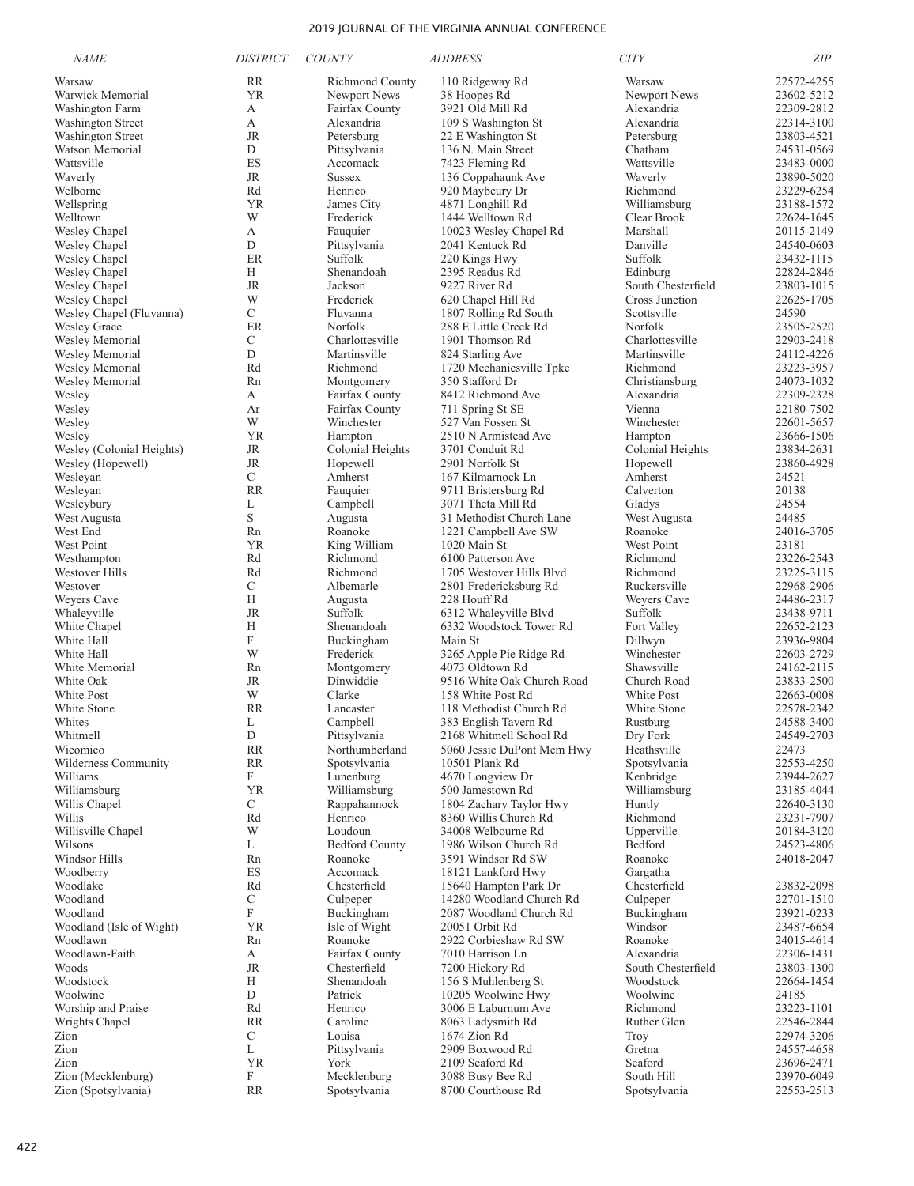| NAME | DISTRICT | COUNTY | ADDRESS | CITY | ZIP |
|---|---|---|---|---|---|
| Warsaw | RR | Richmond County | 110 Ridgeway Rd | Warsaw | 22572-4255 |
| Warwick Memorial | YR | Newport News | 38 Hoopes Rd | Newport News | 23602-5212 |
| Washington Farm | A | Fairfax County | 3921 Old Mill Rd | Alexandria | 22309-2812 |
| Washington Street | A | Alexandria | 109 S Washington St | Alexandria | 22314-3100 |
| Washington Street | JR | Petersburg | 22 E Washington St | Petersburg | 23803-4521 |
| Watson Memorial | D | Pittsylvania | 136 N. Main Street | Chatham | 24531-0569 |
| Wattsville | ES | Accomack | 7423 Fleming Rd | Wattsville | 23483-0000 |
| Waverly | JR | Sussex | 136 Coppahaunk Ave | Waverly | 23890-5020 |
| Welborne | Rd | Henrico | 920 Maybeury Dr | Richmond | 23229-6254 |
| Wellspring | YR | James City | 4871 Longhill Rd | Williamsburg | 23188-1572 |
| Welltown | W | Frederick | 1444 Welltown Rd | Clear Brook | 22624-1645 |
| Wesley Chapel | A | Fauquier | 10023 Wesley Chapel Rd | Marshall | 20115-2149 |
| Wesley Chapel | D | Pittsylvania | 2041 Kentuck Rd | Danville | 24540-0603 |
| Wesley Chapel | ER | Suffolk | 220 Kings Hwy | Suffolk | 23432-1115 |
| Wesley Chapel | H | Shenandoah | 2395 Readus Rd | Edinburg | 22824-2846 |
| Wesley Chapel | JR | Jackson | 9227 River Rd | South Chesterfield | 23803-1015 |
| Wesley Chapel | W | Frederick | 620 Chapel Hill Rd | Cross Junction | 22625-1705 |
| Wesley Chapel (Fluvanna) | C | Fluvanna | 1807 Rolling Rd South | Scottsville | 24590 |
| Wesley Grace | ER | Norfolk | 288 E Little Creek Rd | Norfolk | 23505-2520 |
| Wesley Memorial | C | Charlottesville | 1901 Thomson Rd | Charlottesville | 22903-2418 |
| Wesley Memorial | D | Martinsville | 824 Starling Ave | Martinsville | 24112-4226 |
| Wesley Memorial | Rd | Richmond | 1720 Mechanicsville Tpke | Richmond | 23223-3957 |
| Wesley Memorial | Rn | Montgomery | 350 Stafford Dr | Christiansburg | 24073-1032 |
| Wesley | A | Fairfax County | 8412 Richmond Ave | Alexandria | 22309-2328 |
| Wesley | Ar | Fairfax County | 711 Spring St SE | Vienna | 22180-7502 |
| Wesley | W | Winchester | 527 Van Fossen St | Winchester | 22601-5657 |
| Wesley | YR | Hampton | 2510 N Armistead Ave | Hampton | 23666-1506 |
| Wesley (Colonial Heights) | JR | Colonial Heights | 3701 Conduit Rd | Colonial Heights | 23834-2631 |
| Wesley (Hopewell) | JR | Hopewell | 2901 Norfolk St | Hopewell | 23860-4928 |
| Wesleyan | C | Amherst | 167 Kilmarnock Ln | Amherst | 24521 |
| Wesleyan | RR | Fauquier | 9711 Bristersburg Rd | Calverton | 20138 |
| Wesleybury | L | Campbell | 3071 Theta Mill Rd | Gladys | 24554 |
| West Augusta | S | Augusta | 31 Methodist Church Lane | West Augusta | 24485 |
| West End | Rn | Roanoke | 1221 Campbell Ave SW | Roanoke | 24016-3705 |
| West Point | YR | King William | 1020 Main St | West Point | 23181 |
| Westhampton | Rd | Richmond | 6100 Patterson Ave | Richmond | 23226-2543 |
| Westover Hills | Rd | Richmond | 1705 Westover Hills Blvd | Richmond | 23225-3115 |
| Westover | C | Albemarle | 2801 Fredericksburg Rd | Ruckersville | 22968-2906 |
| Weyers Cave | H | Augusta | 228 Houff Rd | Weyers Cave | 24486-2317 |
| Whaleyville | JR | Suffolk | 6312 Whaleyville Blvd | Suffolk | 23438-9711 |
| White Chapel | H | Shenandoah | 6332 Woodstock Tower Rd | Fort Valley | 22652-2123 |
| White Hall | F | Buckingham | Main St | Dillwyn | 23936-9804 |
| White Hall | W | Frederick | 3265 Apple Pie Ridge Rd | Winchester | 22603-2729 |
| White Memorial | Rn | Montgomery | 4073 Oldtown Rd | Shawsville | 24162-2115 |
| White Oak | JR | Dinwiddie | 9516 White Oak Church Road | Church Road | 23833-2500 |
| White Post | W | Clarke | 158 White Post Rd | White Post | 22663-0008 |
| White Stone | RR | Lancaster | 118 Methodist Church Rd | White Stone | 22578-2342 |
| Whites | L | Campbell | 383 English Tavern Rd | Rustburg | 24588-3400 |
| Whitmell | D | Pittsylvania | 2168 Whitmell School Rd | Dry Fork | 24549-2703 |
| Wicomico | RR | Northumberland | 5060 Jessie DuPont Mem Hwy | Heathsville | 22473 |
| Wilderness Community | RR | Spotsylvania | 10501 Plank Rd | Spotsylvania | 22553-4250 |
| Williams | F | Lunenburg | 4670 Longview Dr | Kenbridge | 23944-2627 |
| Williamsburg | YR | Williamsburg | 500 Jamestown Rd | Williamsburg | 23185-4044 |
| Willis Chapel | C | Rappahannock | 1804 Zachary Taylor Hwy | Huntly | 22640-3130 |
| Willis | Rd | Henrico | 8360 Willis Church Rd | Richmond | 23231-7907 |
| Willisville Chapel | W | Loudoun | 34008 Welbourne Rd | Upperville | 20184-3120 |
| Wilsons | L | Bedford County | 1986 Wilson Church Rd | Bedford | 24523-4806 |
| Windsor Hills | Rn | Roanoke | 3591 Windsor Rd SW | Roanoke | 24018-2047 |
| Woodberry | ES | Accomack | 18121 Lankford Hwy | Gargatha | |
| Woodlake | Rd | Chesterfield | 15640 Hampton Park Dr | Chesterfield | 23832-2098 |
| Woodland | C | Culpeper | 14280 Woodland Church Rd | Culpeper | 22701-1510 |
| Woodland | F | Buckingham | 2087 Woodland Church Rd | Buckingham | 23921-0233 |
| Woodland (Isle of Wight) | YR | Isle of Wight | 20051 Orbit Rd | Windsor | 23487-6654 |
| Woodlawn | Rn | Roanoke | 2922 Corbieshaw Rd SW | Roanoke | 24015-4614 |
| Woodlawn-Faith | A | Fairfax County | 7010 Harrison Ln | Alexandria | 22306-1431 |
| Woods | JR | Chesterfield | 7200 Hickory Rd | South Chesterfield | 23803-1300 |
| Woodstock | H | Shenandoah | 156 S Muhlenberg St | Woodstock | 22664-1454 |
| Woolwine | D | Patrick | 10205 Woolwine Hwy | Woolwine | 24185 |
| Worship and Praise | Rd | Henrico | 3006 E Laburnum Ave | Richmond | 23223-1101 |
| Wrights Chapel | RR | Caroline | 8063 Ladysmith Rd | Ruther Glen | 22546-2844 |
| Zion | C | Louisa | 1674 Zion Rd | Troy | 22974-3206 |
| Zion | L | Pittsylvania | 2909 Boxwood Rd | Gretna | 24557-4658 |
| Zion | YR | York | 2109 Seaford Rd | Seaford | 23696-2471 |
| Zion (Mecklenburg) | F | Mecklenburg | 3088 Busy Bee Rd | South Hill | 23970-6049 |
| Zion (Spotsylvania) | RR | Spotsylvania | 8700 Courthouse Rd | Spotsylvania | 22553-2513 |